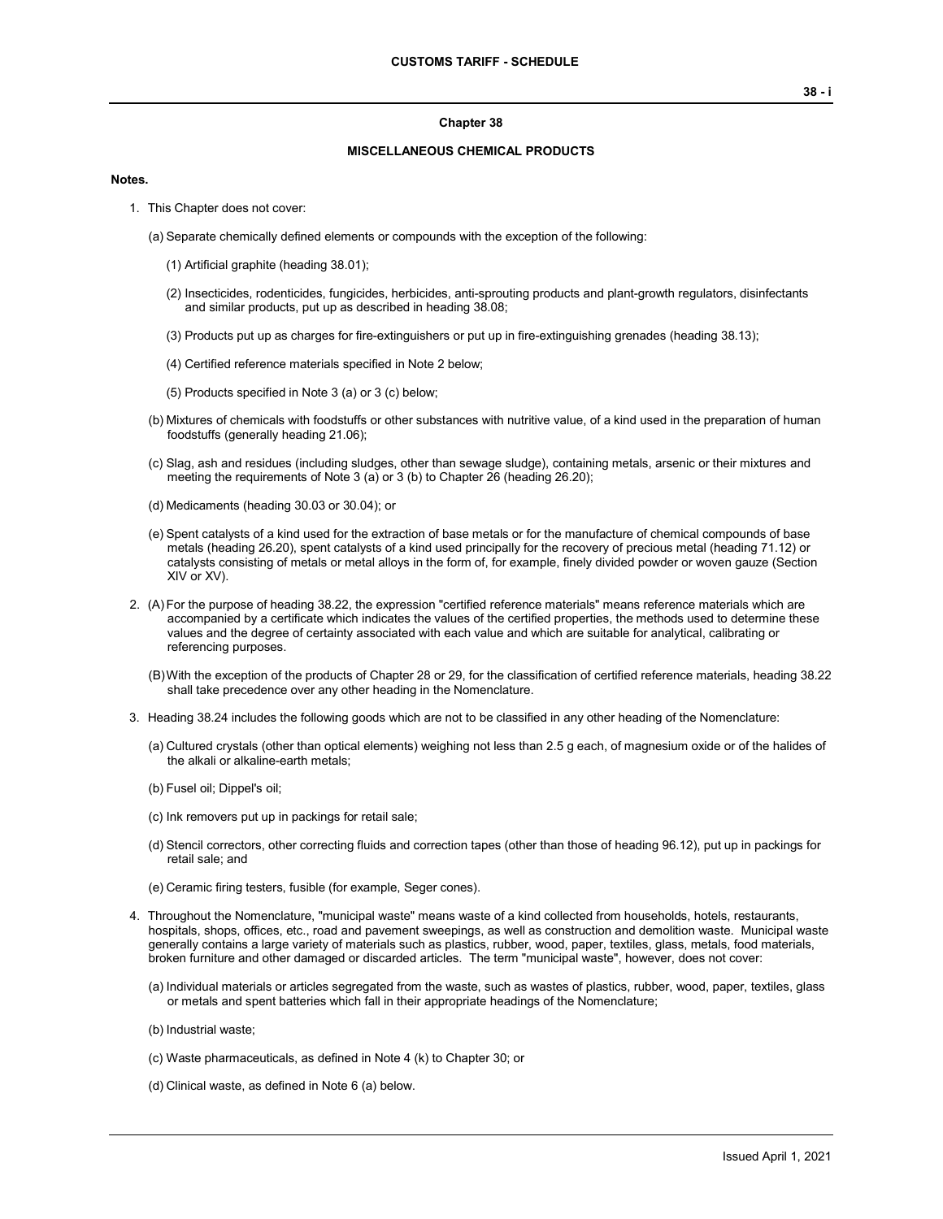# Chapter 38

## MISCELLANEOUS CHEMICAL PRODUCTS

**Notes.**

1. This Chapter does not cover:

   (a) Separate chemically defined elements or compounds with the exception of the following:

   (1) Artificial graphite (heading 38.01);

   (2) Insecticides, rodenticides, fungicides, herbicides, anti-sprouting products and plant-growth regulators, disinfectants and similar products, put up as described in heading 38.08;

   (3) Products put up as charges for fire-extinguishers or put up in fire-extinguishing grenades (heading 38.13);

   (4) Certified reference materials specified in Note 2 below;

   (5) Products specified in Note 3 (a) or 3 (c) below;

   (b) Mixtures of chemicals with foodstuffs or other substances with nutritive value, of a kind used in the preparation of human foodstuffs (generally heading 21.06);

   (c) Slag, ash and residues (including sludges, other than sewage sludge), containing metals, arsenic or their mixtures and meeting the requirements of Note 3 (a) or 3 (b) to Chapter 26 (heading 26.20);

   (d) Medicaments (heading 30.03 or 30.04); or

   (e) Spent catalysts of a kind used for the extraction of base metals or for the manufacture of chemical compounds of base metals (heading 26.20), spent catalysts of a kind used principally for the recovery of precious metal (heading 71.12) or catalysts consisting of metals or metal alloys in the form of, for example, finely divided powder or woven gauze (Section XIV or XV).

2. (A) For the purpose of heading 38.22, the expression "certified reference materials" means reference materials which are accompanied by a certificate which indicates the values of the certified properties, the methods used to determine these values and the degree of certainty associated with each value and which are suitable for analytical, calibrating or referencing purposes.

   (B) With the exception of the products of Chapter 28 or 29, for the classification of certified reference materials, heading 38.22 shall take precedence over any other heading in the Nomenclature.

3. Heading 38.24 includes the following goods which are not to be classified in any other heading of the Nomenclature:

   (a) Cultured crystals (other than optical elements) weighing not less than 2.5 g each, of magnesium oxide or of the halides of the alkali or alkaline-earth metals;

   (b) Fusel oil; Dippel's oil;

   (c) Ink removers put up in packings for retail sale;

   (d) Stencil correctors, other correcting fluids and correction tapes (other than those of heading 96.12), put up in packings for retail sale; and

   (e) Ceramic firing testers, fusible (for example, Seger cones).

4. Throughout the Nomenclature, "municipal waste" means waste of a kind collected from households, hotels, restaurants, hospitals, shops, offices, etc., road and pavement sweepings, as well as construction and demolition waste. Municipal waste generally contains a large variety of materials such as plastics, rubber, wood, paper, textiles, glass, metals, food materials, broken furniture and other damaged or discarded articles. The term "municipal waste", however, does not cover:

   (a) Individual materials or articles segregated from the waste, such as wastes of plastics, rubber, wood, paper, textiles, glass or metals and spent batteries which fall in their appropriate headings of the Nomenclature;

   (b) Industrial waste;

   (c) Waste pharmaceuticals, as defined in Note 4 (k) to Chapter 30; or

   (d) Clinical waste, as defined in Note 6 (a) below.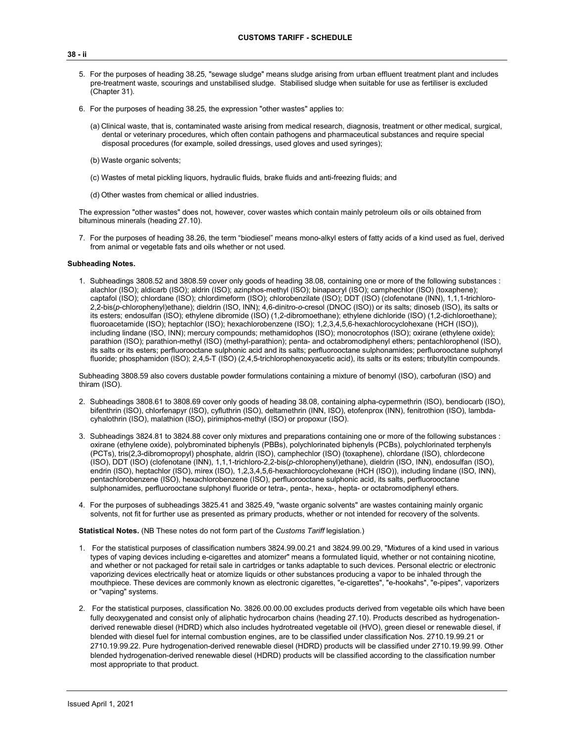5. For the purposes of heading 38.25, "sewage sludge" means sludge arising from urban effluent treatment plant and includes pre-treatment waste, scourings and unstabilised sludge. Stabilised sludge when suitable for use as fertiliser is excluded (Chapter 31).

6. For the purposes of heading 38.25, the expression "other wastes" applies to:

   (a) Clinical waste, that is, contaminated waste arising from medical research, diagnosis, treatment or other medical, surgical, dental or veterinary procedures, which often contain pathogens and pharmaceutical substances and require special disposal procedures (for example, soiled dressings, used gloves and used syringes);

   (b) Waste organic solvents;

   (c) Wastes of metal pickling liquors, hydraulic fluids, brake fluids and anti-freezing fluids; and

   (d) Other wastes from chemical or allied industries.

   The expression "other wastes" does not, however, cover wastes which contain mainly petroleum oils or oils obtained from bituminous minerals (heading 27.10).

7. For the purposes of heading 38.26, the term “biodiesel” means mono-alkyl esters of fatty acids of a kind used as fuel, derived from animal or vegetable fats and oils whether or not used.

**Subheading Notes.**

1. Subheadings 3808.52 and 3808.59 cover only goods of heading 38.08, containing one or more of the following substances : alachlor (ISO); aldicarb (ISO); aldrin (ISO); azinphos-methyl (ISO); binapacryl (ISO); camphechlor (ISO) (toxaphene); captafol (ISO); chlordane (ISO); chlordimeform (ISO); chlorobenzilate (ISO); DDT (ISO) (clofenotane (INN), 1,1,1-trichloro-2,2-bis(*p*-chlorophenyl)ethane); dieldrin (ISO, INN); 4,6-dinitro-*o*-cresol (DNOC (ISO)) or its salts; dinoseb (ISO), its salts or its esters; endosulfan (ISO); ethylene dibromide (ISO) (1,2-dibromoethane); ethylene dichloride (ISO) (1,2-dichloroethane); fluoroacetamide (ISO); heptachlor (ISO); hexachlorobenzene (ISO); 1,2,3,4,5,6-hexachlorocyclohexane (HCH (ISO)), including lindane (ISO, INN); mercury compounds; methamidophos (ISO); monocrotophos (ISO); oxirane (ethylene oxide); parathion (ISO); parathion-methyl (ISO) (methyl-parathion); penta- and octabromodiphenyl ethers; pentachlorophenol (ISO), its salts or its esters; perfluorooctane sulphonic acid and its salts; perfluorooctane sulphonamides; perfluorooctane sulphonyl fluoride; phosphamidon (ISO); 2,4,5-T (ISO) (2,4,5-trichlorophenoxyacetic acid), its salts or its esters; tributyltin compounds.

   Subheading 3808.59 also covers dustable powder formulations containing a mixture of benomyl (ISO), carbofuran (ISO) and thiram (ISO).

2. Subheadings 3808.61 to 3808.69 cover only goods of heading 38.08, containing alpha-cypermethrin (ISO), bendiocarb (ISO), bifenthrin (ISO), chlorfenapyr (ISO), cyfluthrin (ISO), deltamethrin (INN, ISO), etofenprox (INN), fenitrothion (ISO), lambda-cyhalothrin (ISO), malathion (ISO), pirimiphos-methyl (ISO) or propoxur (ISO).

3. Subheadings 3824.81 to 3824.88 cover only mixtures and preparations containing one or more of the following substances : oxirane (ethylene oxide), polybrominated biphenyls (PBBs), polychlorinated biphenyls (PCBs), polychlorinated terphenyls (PCTs), tris(2,3-dibromopropyl) phosphate, aldrin (ISO), camphechlor (ISO) (toxaphene), chlordane (ISO), chlordecone (ISO), DDT (ISO) (clofenotane (INN), 1,1,1-trichloro-2,2-bis(*p*-chlorophenyl)ethane), dieldrin (ISO, INN), endosulfan (ISO), endrin (ISO), heptachlor (ISO), mirex (ISO), 1,2,3,4,5,6-hexachlorocyclohexane (HCH (ISO)), including lindane (ISO, INN), pentachlorobenzene (ISO), hexachlorobenzene (ISO), perfluorooctane sulphonic acid, its salts, perfluorooctane sulphonamides, perfluorooctane sulphonyl fluoride or tetra-, penta-, hexa-, hepta- or octabromodiphenyl ethers.

4. For the purposes of subheadings 3825.41 and 3825.49, "waste organic solvents" are wastes containing mainly organic solvents, not fit for further use as presented as primary products, whether or not intended for recovery of the solvents.

**Statistical Notes.** (NB These notes do not form part of the *Customs Tariff* legislation.)

1. For the statistical purposes of classification numbers 3824.99.00.21 and 3824.99.00.29, "Mixtures of a kind used in various types of vaping devices including e-cigarettes and atomizer" means a formulated liquid, whether or not containing nicotine, and whether or not packaged for retail sale in cartridges or tanks adaptable to such devices. Personal electric or electronic vaporizing devices electrically heat or atomize liquids or other substances producing a vapor to be inhaled through the mouthpiece. These devices are commonly known as electronic cigarettes, "e-cigarettes", "e-hookahs", "e-pipes", vaporizers or "vaping" systems.

2. For the statistical purposes, classification No. 3826.00.00.00 excludes products derived from vegetable oils which have been fully deoxygenated and consist only of aliphatic hydrocarbon chains (heading 27.10). Products described as hydrogenation-derived renewable diesel (HDRD) which also includes hydrotreated vegetable oil (HVO), green diesel or renewable diesel, if blended with diesel fuel for internal combustion engines, are to be classified under classification Nos. 2710.19.99.21 or 2710.19.99.22. Pure hydrogenation-derived renewable diesel (HDRD) products will be classified under 2710.19.99.99. Other blended hydrogenation-derived renewable diesel (HDRD) products will be classified according to the classification number most appropriate to that product.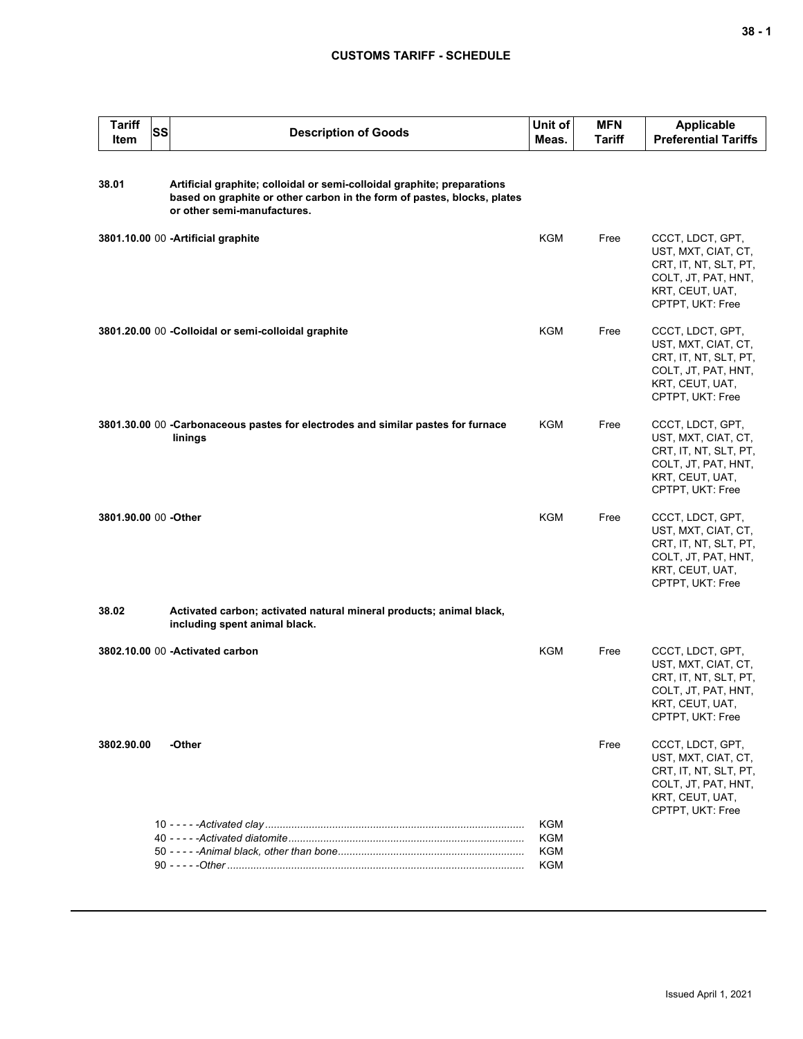## CUSTOMS TARIFF - SCHEDULE

| Tariff Item | SS | Description of Goods | Unit of Meas. | MFN Tariff | Applicable Preferential Tariffs |
|---|---|---|---|---|---|
| **38.01** | | **Artificial graphite; colloidal or semi-colloidal graphite; preparations based on graphite or other carbon in the form of pastes, blocks, plates or other semi-manufactures.** | | | |
| **3801.10.00** | 00 | **-Artificial graphite** | KGM | Free | CCCT, LDCT, GPT, UST, MXT, CIAT, CT, CRT, IT, NT, SLT, PT, COLT, JT, PAT, HNT, KRT, CEUT, UAT, CPTPT, UKT: Free |
| **3801.20.00** | 00 | **-Colloidal or semi-colloidal graphite** | KGM | Free | CCCT, LDCT, GPT, UST, MXT, CIAT, CT, CRT, IT, NT, SLT, PT, COLT, JT, PAT, HNT, KRT, CEUT, UAT, CPTPT, UKT: Free |
| **3801.30.00** | 00 | **-Carbonaceous pastes for electrodes and similar pastes for furnace linings** | KGM | Free | CCCT, LDCT, GPT, UST, MXT, CIAT, CT, CRT, IT, NT, SLT, PT, COLT, JT, PAT, HNT, KRT, CEUT, UAT, CPTPT, UKT: Free |
| **3801.90.00** | 00 | **-Other** | KGM | Free | CCCT, LDCT, GPT, UST, MXT, CIAT, CT, CRT, IT, NT, SLT, PT, COLT, JT, PAT, HNT, KRT, CEUT, UAT, CPTPT, UKT: Free |
| **38.02** | | **Activated carbon; activated natural mineral products; animal black, including spent animal black.** | | | |
| **3802.10.00** | 00 | **-Activated carbon** | KGM | Free | CCCT, LDCT, GPT, UST, MXT, CIAT, CT, CRT, IT, NT, SLT, PT, COLT, JT, PAT, HNT, KRT, CEUT, UAT, CPTPT, UKT: Free |
| **3802.90.00** | | **-Other** | | Free | CCCT, LDCT, GPT, UST, MXT, CIAT, CT, CRT, IT, NT, SLT, PT, COLT, JT, PAT, HNT, KRT, CEUT, UAT, CPTPT, UKT: Free |
| | 10 | - - - - -*Activated clay* | KGM | | |
| | 40 | - - - - -*Activated diatomite* | KGM | | |
| | 50 | - - - - -*Animal black, other than bone* | KGM | | |
| | 90 | - - - - -*Other* | KGM | | |

Issued April 1, 2021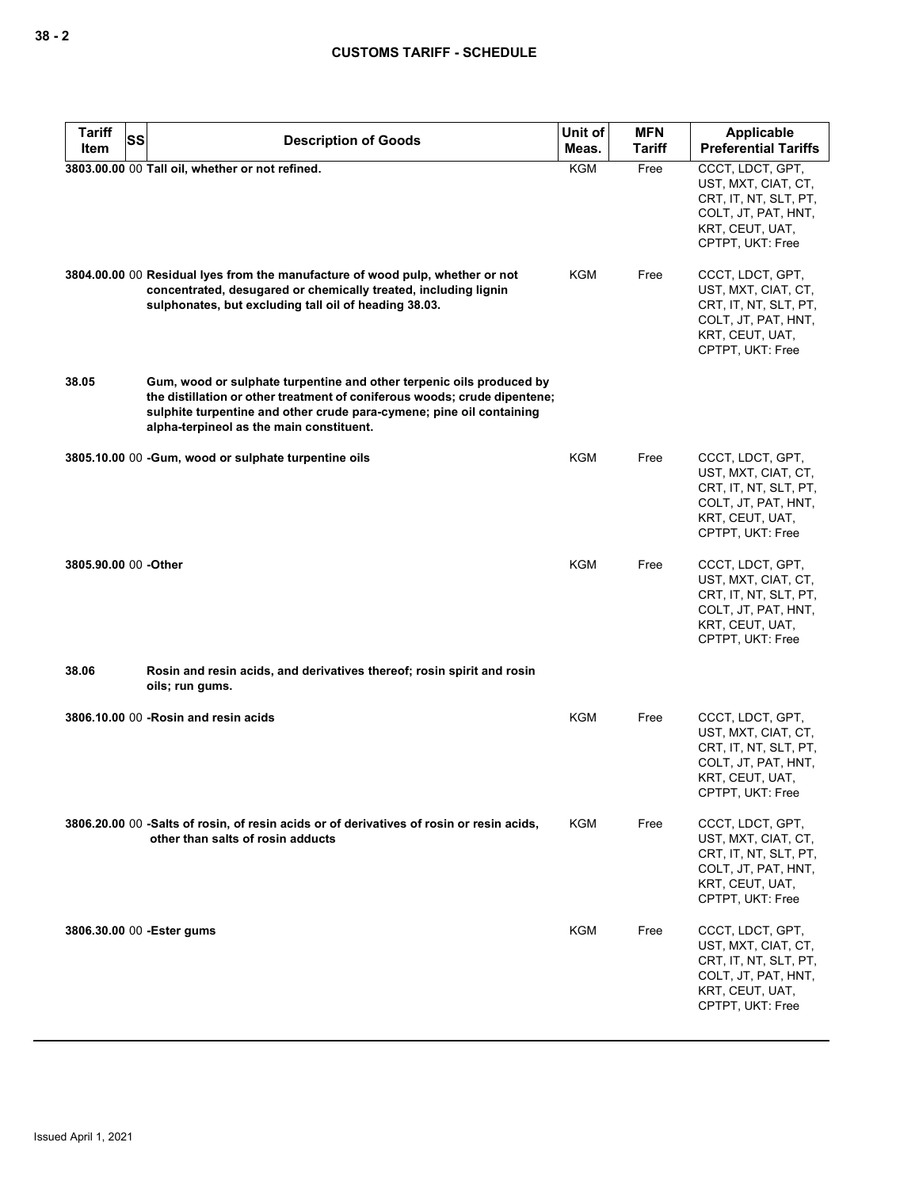| Tariff Item | SS | Description of Goods | Unit of Meas. | MFN Tariff | Applicable Preferential Tariffs |
|---|---|---|---|---|---|
| 3803.00.00 | 00 | **Tall oil, whether or not refined.** | KGM | Free | CCCT, LDCT, GPT, UST, MXT, CIAT, CT, CRT, IT, NT, SLT, PT, COLT, JT, PAT, HNT, KRT, CEUT, UAT, CPTPT, UKT: Free |
| 3804.00.00 | 00 | **Residual lyes from the manufacture of wood pulp, whether or not concentrated, desugared or chemically treated, including lignin sulphonates, but excluding tall oil of heading 38.03.** | KGM | Free | CCCT, LDCT, GPT, UST, MXT, CIAT, CT, CRT, IT, NT, SLT, PT, COLT, JT, PAT, HNT, KRT, CEUT, UAT, CPTPT, UKT: Free |
| 38.05 | | **Gum, wood or sulphate turpentine and other terpenic oils produced by the distillation or other treatment of coniferous woods; crude dipentene; sulphite turpentine and other crude para-cymene; pine oil containing alpha-terpineol as the main constituent.** | | | |
| 3805.10.00 | 00 | **-Gum, wood or sulphate turpentine oils** | KGM | Free | CCCT, LDCT, GPT, UST, MXT, CIAT, CT, CRT, IT, NT, SLT, PT, COLT, JT, PAT, HNT, KRT, CEUT, UAT, CPTPT, UKT: Free |
| 3805.90.00 | 00 | **-Other** | KGM | Free | CCCT, LDCT, GPT, UST, MXT, CIAT, CT, CRT, IT, NT, SLT, PT, COLT, JT, PAT, HNT, KRT, CEUT, UAT, CPTPT, UKT: Free |
| 38.06 | | **Rosin and resin acids, and derivatives thereof; rosin spirit and rosin oils; run gums.** | | | |
| 3806.10.00 | 00 | **-Rosin and resin acids** | KGM | Free | CCCT, LDCT, GPT, UST, MXT, CIAT, CT, CRT, IT, NT, SLT, PT, COLT, JT, PAT, HNT, KRT, CEUT, UAT, CPTPT, UKT: Free |
| 3806.20.00 | 00 | **-Salts of rosin, of resin acids or of derivatives of rosin or resin acids, other than salts of rosin adducts** | KGM | Free | CCCT, LDCT, GPT, UST, MXT, CIAT, CT, CRT, IT, NT, SLT, PT, COLT, JT, PAT, HNT, KRT, CEUT, UAT, CPTPT, UKT: Free |
| 3806.30.00 | 00 | **-Ester gums** | KGM | Free | CCCT, LDCT, GPT, UST, MXT, CIAT, CT, CRT, IT, NT, SLT, PT, COLT, JT, PAT, HNT, KRT, CEUT, UAT, CPTPT, UKT: Free |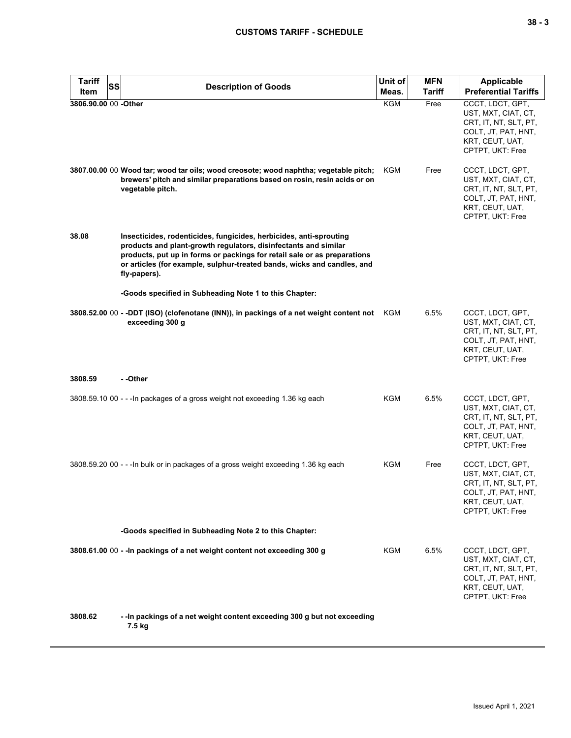| Tariff Item | SS | Description of Goods | Unit of Meas. | MFN Tariff | Applicable Preferential Tariffs |
|---|---|---|---|---|---|
| **3806.90.00** | 00 | **-Other** | KGM | Free | CCCT, LDCT, GPT, UST, MXT, CIAT, CT, CRT, IT, NT, SLT, PT, COLT, JT, PAT, HNT, KRT, CEUT, UAT, CPTPT, UKT: Free |
| **3807.00.00** | 00 | **Wood tar; wood tar oils; wood creosote; wood naphtha; vegetable pitch; brewers' pitch and similar preparations based on rosin, resin acids or on vegetable pitch.** | KGM | Free | CCCT, LDCT, GPT, UST, MXT, CIAT, CT, CRT, IT, NT, SLT, PT, COLT, JT, PAT, HNT, KRT, CEUT, UAT, CPTPT, UKT: Free |
| **38.08** | | **Insecticides, rodenticides, fungicides, herbicides, anti-sprouting products and plant-growth regulators, disinfectants and similar products, put up in forms or packings for retail sale or as preparations or articles (for example, sulphur-treated bands, wicks and candles, and fly-papers).** | | | |
| | | **-Goods specified in Subheading Note 1 to this Chapter:** | | | |
| **3808.52.00** | 00 | **- -DDT (ISO) (clofenotane (INN)), in packings of a net weight content not exceeding 300 g** | KGM | 6.5% | CCCT, LDCT, GPT, UST, MXT, CIAT, CT, CRT, IT, NT, SLT, PT, COLT, JT, PAT, HNT, KRT, CEUT, UAT, CPTPT, UKT: Free |
| **3808.59** | | **- -Other** | | | |
| 3808.59.10 | 00 | - - -In packages of a gross weight not exceeding 1.36 kg each | KGM | 6.5% | CCCT, LDCT, GPT, UST, MXT, CIAT, CT, CRT, IT, NT, SLT, PT, COLT, JT, PAT, HNT, KRT, CEUT, UAT, CPTPT, UKT: Free |
| 3808.59.20 | 00 | - - -In bulk or in packages of a gross weight exceeding 1.36 kg each | KGM | Free | CCCT, LDCT, GPT, UST, MXT, CIAT, CT, CRT, IT, NT, SLT, PT, COLT, JT, PAT, HNT, KRT, CEUT, UAT, CPTPT, UKT: Free |
| | | **-Goods specified in Subheading Note 2 to this Chapter:** | | | |
| **3808.61.00** | 00 | **- -In packings of a net weight content not exceeding 300 g** | KGM | 6.5% | CCCT, LDCT, GPT, UST, MXT, CIAT, CT, CRT, IT, NT, SLT, PT, COLT, JT, PAT, HNT, KRT, CEUT, UAT, CPTPT, UKT: Free |
| **3808.62** | | **- -In packings of a net weight content exceeding 300 g but not exceeding 7.5 kg** | | | |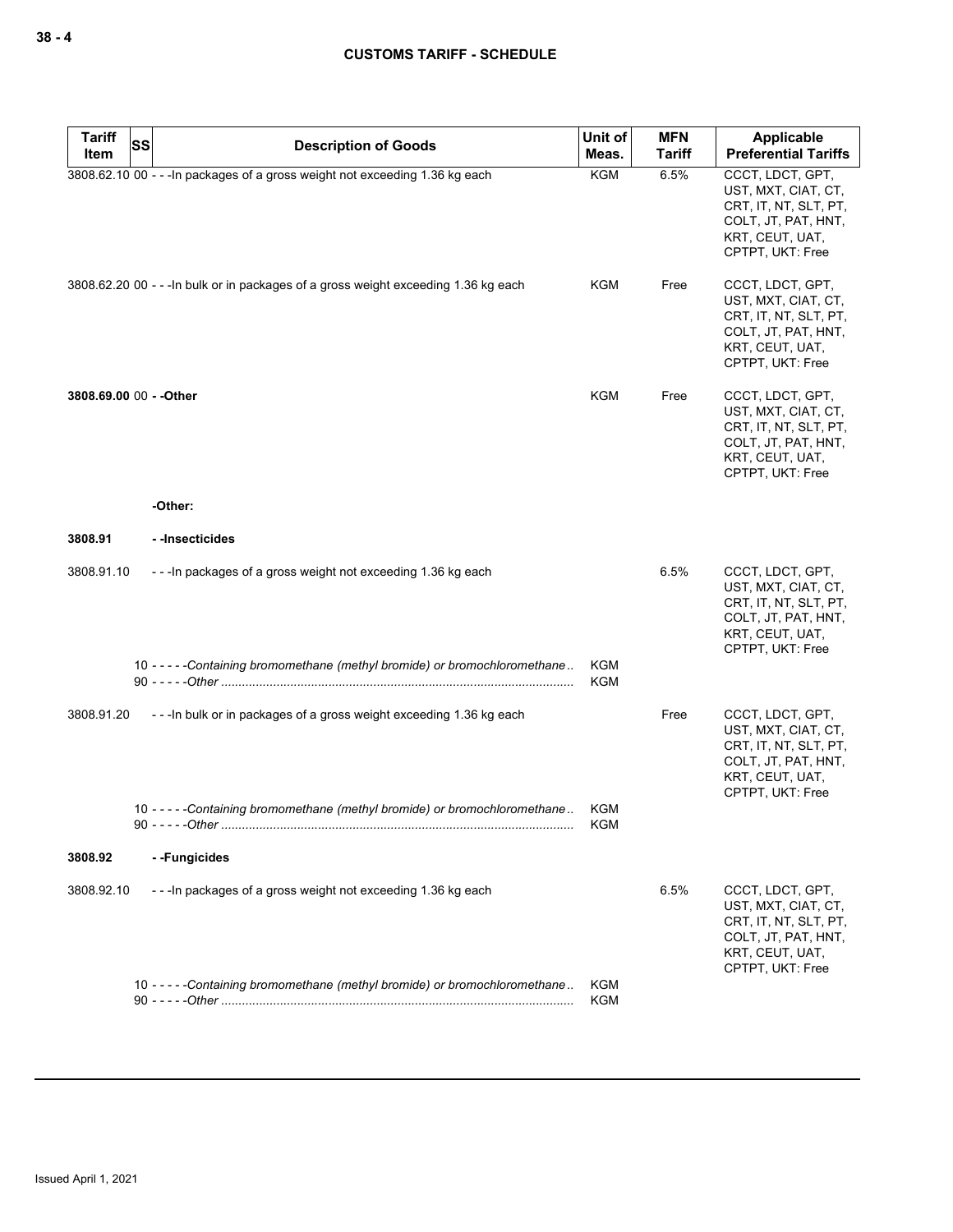| Tariff Item | SS | Description of Goods | Unit of Meas. | MFN Tariff | Applicable Preferential Tariffs |
|---|---|---|---|---|---|
| 3808.62.10 | 00 | - - -In packages of a gross weight not exceeding 1.36 kg each | KGM | 6.5% | CCCT, LDCT, GPT, UST, MXT, CIAT, CT, CRT, IT, NT, SLT, PT, COLT, JT, PAT, HNT, KRT, CEUT, UAT, CPTPT, UKT: Free |
| 3808.62.20 | 00 | - - -In bulk or in packages of a gross weight exceeding 1.36 kg each | KGM | Free | CCCT, LDCT, GPT, UST, MXT, CIAT, CT, CRT, IT, NT, SLT, PT, COLT, JT, PAT, HNT, KRT, CEUT, UAT, CPTPT, UKT: Free |
| **3808.69.00** | 00 | **- -Other** | KGM | Free | CCCT, LDCT, GPT, UST, MXT, CIAT, CT, CRT, IT, NT, SLT, PT, COLT, JT, PAT, HNT, KRT, CEUT, UAT, CPTPT, UKT: Free |
| | | **-Other:** | | | |
| **3808.91** | | **- -Insecticides** | | | |
| 3808.91.10 | | - - -In packages of a gross weight not exceeding 1.36 kg each | | 6.5% | CCCT, LDCT, GPT, UST, MXT, CIAT, CT, CRT, IT, NT, SLT, PT, COLT, JT, PAT, HNT, KRT, CEUT, UAT, CPTPT, UKT: Free |
| | 10 | - - - - -*Containing bromomethane (methyl bromide) or bromochloromethane* | KGM | | |
| | 90 | - - - - -*Other* | KGM | | |
| 3808.91.20 | | - - -In bulk or in packages of a gross weight exceeding 1.36 kg each | | Free | CCCT, LDCT, GPT, UST, MXT, CIAT, CT, CRT, IT, NT, SLT, PT, COLT, JT, PAT, HNT, KRT, CEUT, UAT, CPTPT, UKT: Free |
| | 10 | - - - - -*Containing bromomethane (methyl bromide) or bromochloromethane* | KGM | | |
| | 90 | - - - - -*Other* | KGM | | |
| **3808.92** | | **- -Fungicides** | | | |
| 3808.92.10 | | - - -In packages of a gross weight not exceeding 1.36 kg each | | 6.5% | CCCT, LDCT, GPT, UST, MXT, CIAT, CT, CRT, IT, NT, SLT, PT, COLT, JT, PAT, HNT, KRT, CEUT, UAT, CPTPT, UKT: Free |
| | 10 | - - - - -*Containing bromomethane (methyl bromide) or bromochloromethane* | KGM | | |
| | 90 | - - - - -*Other* | KGM | | |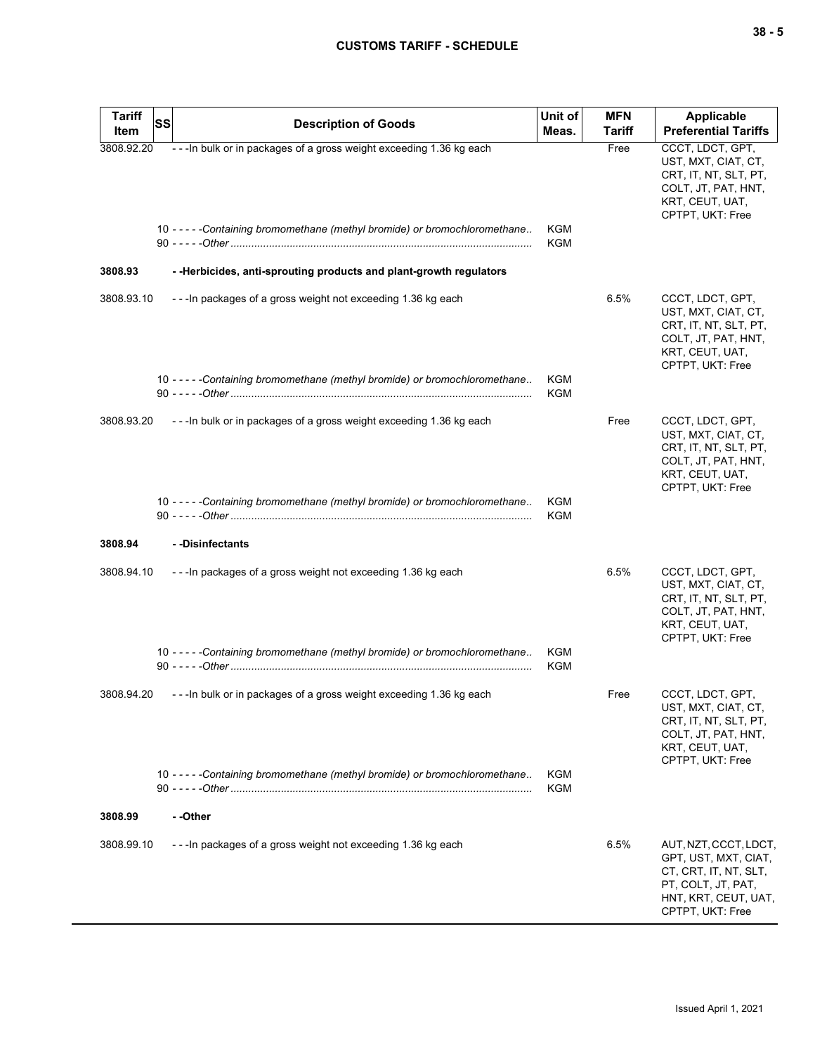| Tariff Item | SS | Description of Goods | Unit of Meas. | MFN Tariff | Applicable Preferential Tariffs |
|---|---|---|---|---|---|
| 3808.92.20 | | - - -In bulk or in packages of a gross weight exceeding 1.36 kg each | | Free | CCCT, LDCT, GPT, UST, MXT, CIAT, CT, CRT, IT, NT, SLT, PT, COLT, JT, PAT, HNT, KRT, CEUT, UAT, CPTPT, UKT: Free |
| | | 10 - - - - -*Containing bromomethane (methyl bromide) or bromochloromethane* | KGM | | |
| | | 90 - - - - -*Other* | KGM | | |
| **3808.93** | | **- -Herbicides, anti-sprouting products and plant-growth regulators** | | | |
| 3808.93.10 | | - - -In packages of a gross weight not exceeding 1.36 kg each | | 6.5% | CCCT, LDCT, GPT, UST, MXT, CIAT, CT, CRT, IT, NT, SLT, PT, COLT, JT, PAT, HNT, KRT, CEUT, UAT, CPTPT, UKT: Free |
| | | 10 - - - - -*Containing bromomethane (methyl bromide) or bromochloromethane* | KGM | | |
| | | 90 - - - - -*Other* | KGM | | |
| 3808.93.20 | | - - -In bulk or in packages of a gross weight exceeding 1.36 kg each | | Free | CCCT, LDCT, GPT, UST, MXT, CIAT, CT, CRT, IT, NT, SLT, PT, COLT, JT, PAT, HNT, KRT, CEUT, UAT, CPTPT, UKT: Free |
| | | 10 - - - - -*Containing bromomethane (methyl bromide) or bromochloromethane* | KGM | | |
| | | 90 - - - - -*Other* | KGM | | |
| **3808.94** | | **- -Disinfectants** | | | |
| 3808.94.10 | | - - -In packages of a gross weight not exceeding 1.36 kg each | | 6.5% | CCCT, LDCT, GPT, UST, MXT, CIAT, CT, CRT, IT, NT, SLT, PT, COLT, JT, PAT, HNT, KRT, CEUT, UAT, CPTPT, UKT: Free |
| | | 10 - - - - -*Containing bromomethane (methyl bromide) or bromochloromethane* | KGM | | |
| | | 90 - - - - -*Other* | KGM | | |
| 3808.94.20 | | - - -In bulk or in packages of a gross weight exceeding 1.36 kg each | | Free | CCCT, LDCT, GPT, UST, MXT, CIAT, CT, CRT, IT, NT, SLT, PT, COLT, JT, PAT, HNT, KRT, CEUT, UAT, CPTPT, UKT: Free |
| | | 10 - - - - -*Containing bromomethane (methyl bromide) or bromochloromethane* | KGM | | |
| | | 90 - - - - -*Other* | KGM | | |
| **3808.99** | | **- -Other** | | | |
| 3808.99.10 | | - - -In packages of a gross weight not exceeding 1.36 kg each | | 6.5% | AUT, NZT, CCCT, LDCT, GPT, UST, MXT, CIAT, CT, CRT, IT, NT, SLT, PT, COLT, JT, PAT, HNT, KRT, CEUT, UAT, CPTPT, UKT: Free |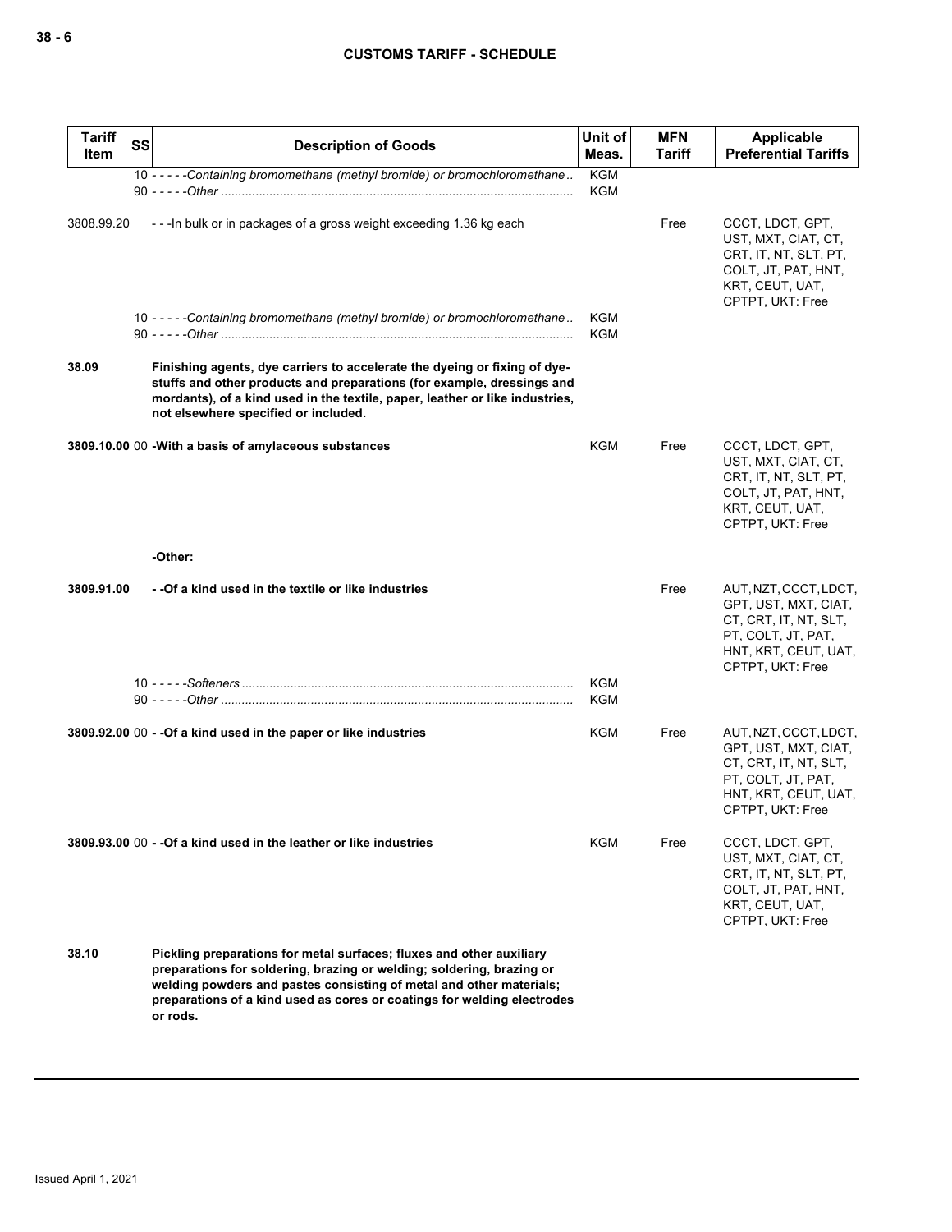| Tariff Item | SS | Description of Goods | Unit of Meas. | MFN Tariff | Applicable Preferential Tariffs |
|---|---|---|---|---|---|
| | 10 | - - - - -*Containing bromomethane (methyl bromide) or bromochloromethane* | KGM | | |
| | 90 | - - - - -*Other* | KGM | | |
| 3808.99.20 | | - - -In bulk or in packages of a gross weight exceeding 1.36 kg each | | Free | CCCT, LDCT, GPT, UST, MXT, CIAT, CT, CRT, IT, NT, SLT, PT, COLT, JT, PAT, HNT, KRT, CEUT, UAT, CPTPT, UKT: Free |
| | 10 | - - - - -*Containing bromomethane (methyl bromide) or bromochloromethane* | KGM | | |
| | 90 | - - - - -*Other* | KGM | | |
| **38.09** | | **Finishing agents, dye carriers to accelerate the dyeing or fixing of dye-stuffs and other products and preparations (for example, dressings and mordants), of a kind used in the textile, paper, leather or like industries, not elsewhere specified or included.** | | | |
| **3809.10.00** | 00 | **-With a basis of amylaceous substances** | KGM | Free | CCCT, LDCT, GPT, UST, MXT, CIAT, CT, CRT, IT, NT, SLT, PT, COLT, JT, PAT, HNT, KRT, CEUT, UAT, CPTPT, UKT: Free |
| | | **-Other:** | | | |
| **3809.91.00** | | **- -Of a kind used in the textile or like industries** | | Free | AUT, NZT, CCCT, LDCT, GPT, UST, MXT, CIAT, CT, CRT, IT, NT, SLT, PT, COLT, JT, PAT, HNT, KRT, CEUT, UAT, CPTPT, UKT: Free |
| | 10 | - - - - -*Softeners* | KGM | | |
| | 90 | - - - - -*Other* | KGM | | |
| **3809.92.00** | 00 | **- -Of a kind used in the paper or like industries** | KGM | Free | AUT, NZT, CCCT, LDCT, GPT, UST, MXT, CIAT, CT, CRT, IT, NT, SLT, PT, COLT, JT, PAT, HNT, KRT, CEUT, UAT, CPTPT, UKT: Free |
| **3809.93.00** | 00 | **- -Of a kind used in the leather or like industries** | KGM | Free | CCCT, LDCT, GPT, UST, MXT, CIAT, CT, CRT, IT, NT, SLT, PT, COLT, JT, PAT, HNT, KRT, CEUT, UAT, CPTPT, UKT: Free |
| **38.10** | | **Pickling preparations for metal surfaces; fluxes and other auxiliary preparations for soldering, brazing or welding; soldering, brazing or welding powders and pastes consisting of metal and other materials; preparations of a kind used as cores or coatings for welding electrodes or rods.** | | | |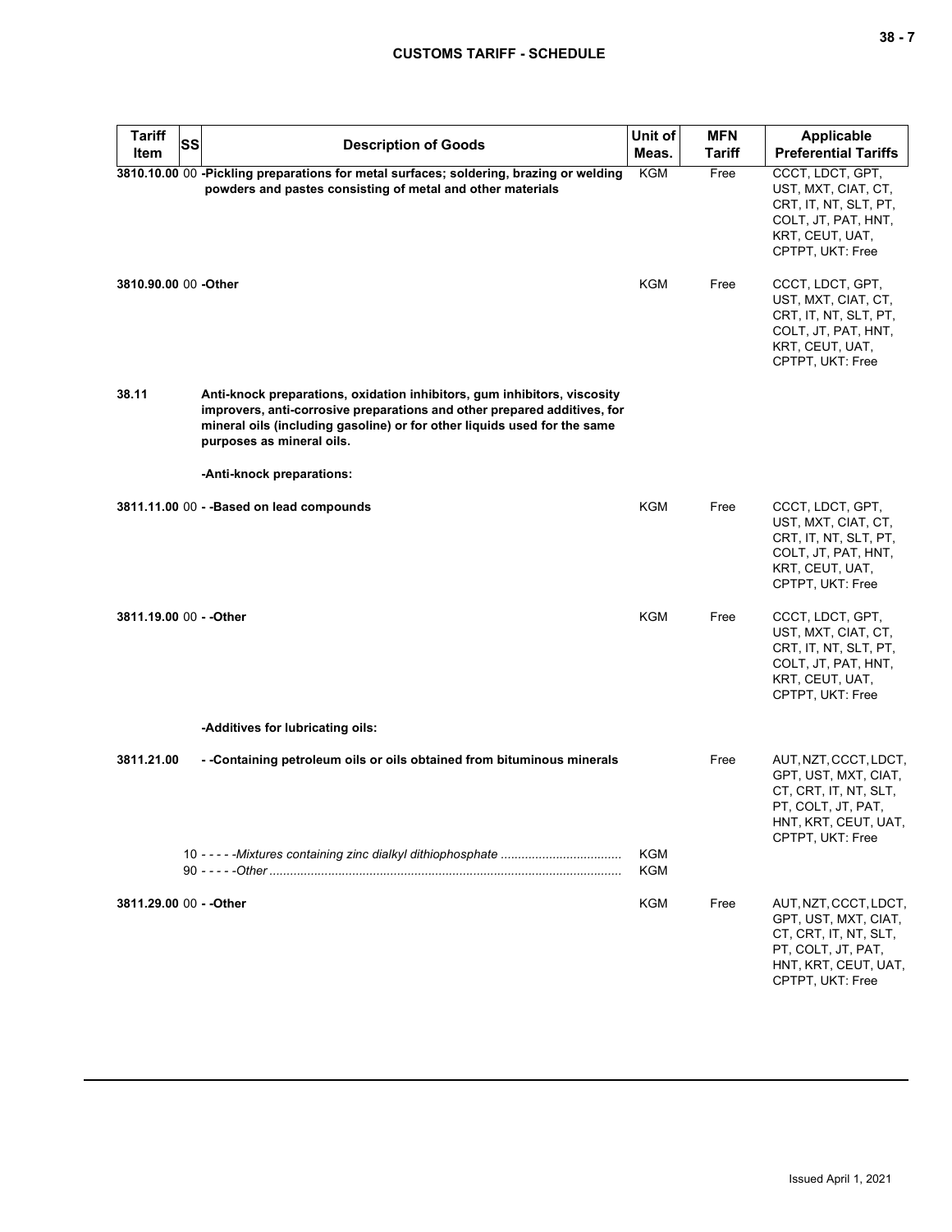| Tariff Item | SS | Description of Goods | Unit of Meas. | MFN Tariff | Applicable Preferential Tariffs |
|---|---|---|---|---|---|
| 3810.10.00 | 00 | **-Pickling preparations for metal surfaces; soldering, brazing or welding powders and pastes consisting of metal and other materials** | KGM | Free | CCCT, LDCT, GPT, UST, MXT, CIAT, CT, CRT, IT, NT, SLT, PT, COLT, JT, PAT, HNT, KRT, CEUT, UAT, CPTPT, UKT: Free |
| 3810.90.00 | 00 | **-Other** | KGM | Free | CCCT, LDCT, GPT, UST, MXT, CIAT, CT, CRT, IT, NT, SLT, PT, COLT, JT, PAT, HNT, KRT, CEUT, UAT, CPTPT, UKT: Free |
| **38.11** | | **Anti-knock preparations, oxidation inhibitors, gum inhibitors, viscosity improvers, anti-corrosive preparations and other prepared additives, for mineral oils (including gasoline) or for other liquids used for the same purposes as mineral oils.** | | | |
| | | **-Anti-knock preparations:** | | | |
| 3811.11.00 | 00 | **- -Based on lead compounds** | KGM | Free | CCCT, LDCT, GPT, UST, MXT, CIAT, CT, CRT, IT, NT, SLT, PT, COLT, JT, PAT, HNT, KRT, CEUT, UAT, CPTPT, UKT: Free |
| 3811.19.00 | 00 | **- -Other** | KGM | Free | CCCT, LDCT, GPT, UST, MXT, CIAT, CT, CRT, IT, NT, SLT, PT, COLT, JT, PAT, HNT, KRT, CEUT, UAT, CPTPT, UKT: Free |
| | | **-Additives for lubricating oils:** | | | |
| 3811.21.00 | | **- -Containing petroleum oils or oils obtained from bituminous minerals** | | Free | AUT, NZT, CCCT, LDCT, GPT, UST, MXT, CIAT, CT, CRT, IT, NT, SLT, PT, COLT, JT, PAT, HNT, KRT, CEUT, UAT, CPTPT, UKT: Free |
| | 10 | - - - - -*Mixtures containing zinc dialkyl dithiophosphate* | KGM | | |
| | 90 | - - - - -*Other* | KGM | | |
| 3811.29.00 | 00 | **- -Other** | KGM | Free | AUT, NZT, CCCT, LDCT, GPT, UST, MXT, CIAT, CT, CRT, IT, NT, SLT, PT, COLT, JT, PAT, HNT, KRT, CEUT, UAT, CPTPT, UKT: Free |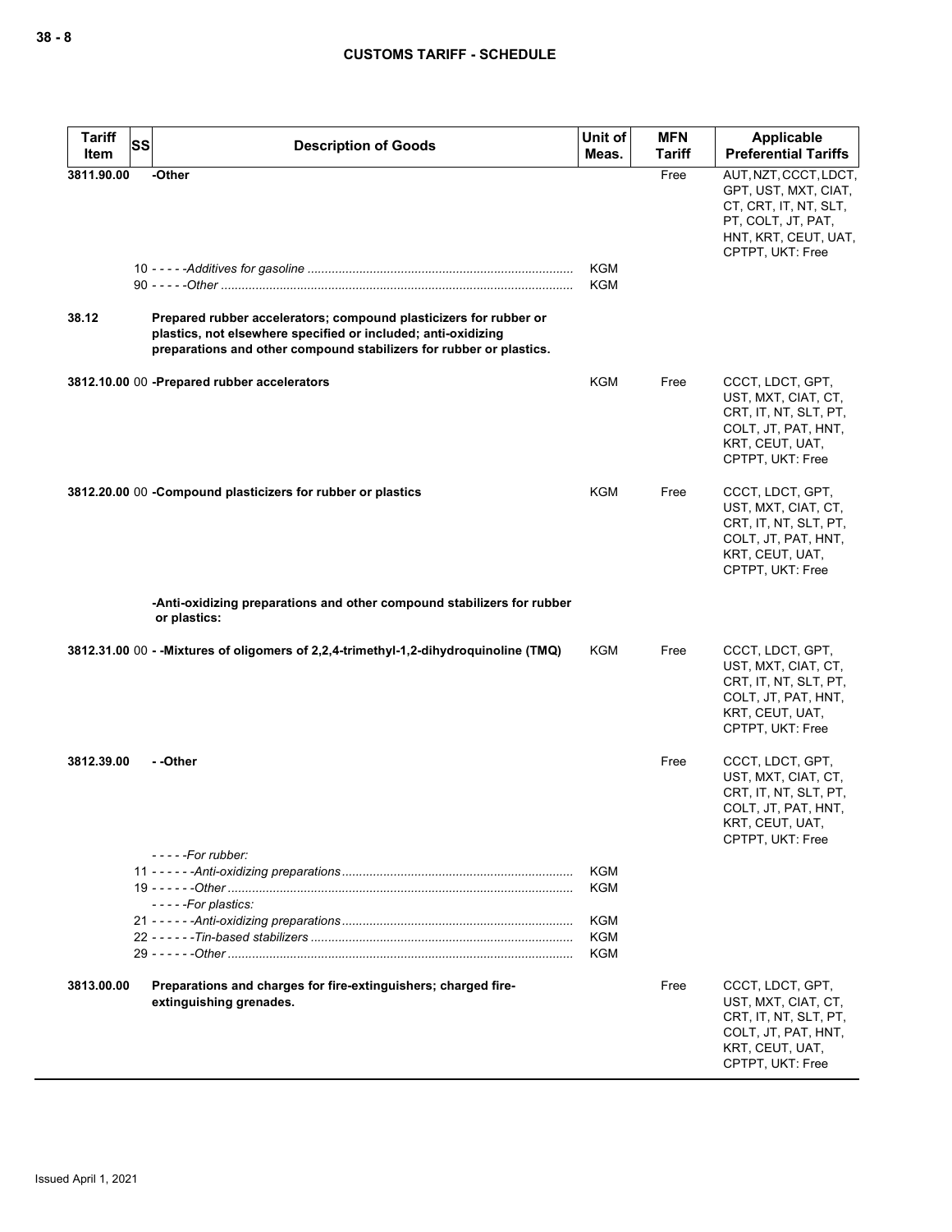| Tariff Item | SS | Description of Goods | Unit of Meas. | MFN Tariff | Applicable Preferential Tariffs |
|---|---|---|---|---|---|
| 3811.90.00 | | -Other | | Free | AUT, NZT, CCCT, LDCT, GPT, UST, MXT, CIAT, CT, CRT, IT, NT, SLT, PT, COLT, JT, PAT, HNT, KRT, CEUT, UAT, CPTPT, UKT: Free |
| | | 10 - - - - -*Additives for gasoline* | KGM | | |
| | | 90 - - - - -*Other* | KGM | | |
| 38.12 | | **Prepared rubber accelerators; compound plasticizers for rubber or plastics, not elsewhere specified or included; anti-oxidizing preparations and other compound stabilizers for rubber or plastics.** | | | |
| 3812.10.00 | 00 | **-Prepared rubber accelerators** | KGM | Free | CCCT, LDCT, GPT, UST, MXT, CIAT, CT, CRT, IT, NT, SLT, PT, COLT, JT, PAT, HNT, KRT, CEUT, UAT, CPTPT, UKT: Free |
| 3812.20.00 | 00 | **-Compound plasticizers for rubber or plastics** | KGM | Free | CCCT, LDCT, GPT, UST, MXT, CIAT, CT, CRT, IT, NT, SLT, PT, COLT, JT, PAT, HNT, KRT, CEUT, UAT, CPTPT, UKT: Free |
| | | **-Anti-oxidizing preparations and other compound stabilizers for rubber or plastics:** | | | |
| 3812.31.00 | 00 | **- -Mixtures of oligomers of 2,2,4-trimethyl-1,2-dihydroquinoline (TMQ)** | KGM | Free | CCCT, LDCT, GPT, UST, MXT, CIAT, CT, CRT, IT, NT, SLT, PT, COLT, JT, PAT, HNT, KRT, CEUT, UAT, CPTPT, UKT: Free |
| 3812.39.00 | | **- -Other** | | Free | CCCT, LDCT, GPT, UST, MXT, CIAT, CT, CRT, IT, NT, SLT, PT, COLT, JT, PAT, HNT, KRT, CEUT, UAT, CPTPT, UKT: Free |
| | | - - - - -*For rubber:* | | | |
| | | 11 - - - - - -*Anti-oxidizing preparations* | KGM | | |
| | | 19 - - - - - -*Other* | KGM | | |
| | | - - - - -*For plastics:* | | | |
| | | 21 - - - - - -*Anti-oxidizing preparations* | KGM | | |
| | | 22 - - - - - -*Tin-based stabilizers* | KGM | | |
| | | 29 - - - - - -*Other* | KGM | | |
| 3813.00.00 | | **Preparations and charges for fire-extinguishers; charged fire-extinguishing grenades.** | | Free | CCCT, LDCT, GPT, UST, MXT, CIAT, CT, CRT, IT, NT, SLT, PT, COLT, JT, PAT, HNT, KRT, CEUT, UAT, CPTPT, UKT: Free |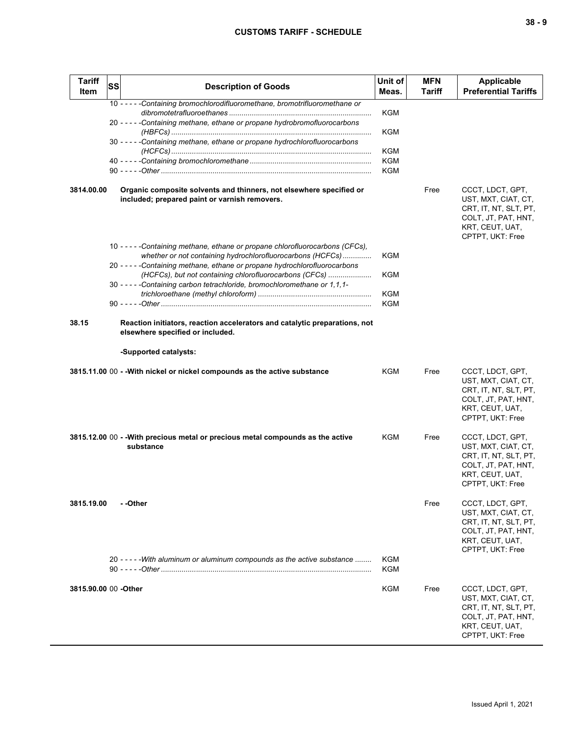| Tariff Item | SS | Description of Goods | Unit of Meas. | MFN Tariff | Applicable Preferential Tariffs |
|---|---|---|---|---|---|
| | | 10 - - - - -*Containing bromochlorodifluoromethane, bromotrifluoromethane or dibromotetrafluoroethanes* | KGM | | |
| | | 20 - - - - -*Containing methane, ethane or propane hydrobromofluorocarbons (HBFCs)* | KGM | | |
| | | 30 - - - - -*Containing methane, ethane or propane hydrochlorofluorocarbons (HCFCs)* | KGM | | |
| | | 40 - - - - -*Containing bromochloromethane* | KGM | | |
| | | 90 - - - - -*Other* | KGM | | |
| 3814.00.00 | | **Organic composite solvents and thinners, not elsewhere specified or included; prepared paint or varnish removers.** | | Free | CCCT, LDCT, GPT, UST, MXT, CIAT, CT, CRT, IT, NT, SLT, PT, COLT, JT, PAT, HNT, KRT, CEUT, UAT, CPTPT, UKT: Free |
| | | 10 - - - - -*Containing methane, ethane or propane chlorofluorocarbons (CFCs), whether or not containing hydrochlorofluorocarbons (HCFCs)* | KGM | | |
| | | 20 - - - - -*Containing methane, ethane or propane hydrochlorofluorocarbons (HCFCs), but not containing chlorofluorocarbons (CFCs)* | KGM | | |
| | | 30 - - - - -*Containing carbon tetrachloride, bromochloromethane or 1,1,1-trichloroethane (methyl chloroform)* | KGM | | |
| | | 90 - - - - -*Other* | KGM | | |
| 38.15 | | **Reaction initiators, reaction accelerators and catalytic preparations, not elsewhere specified or included.** | | | |
| | | **-Supported catalysts:** | | | |
| 3815.11.00 | 00 | **- -With nickel or nickel compounds as the active substance** | KGM | Free | CCCT, LDCT, GPT, UST, MXT, CIAT, CT, CRT, IT, NT, SLT, PT, COLT, JT, PAT, HNT, KRT, CEUT, UAT, CPTPT, UKT: Free |
| 3815.12.00 | 00 | **- -With precious metal or precious metal compounds as the active substance** | KGM | Free | CCCT, LDCT, GPT, UST, MXT, CIAT, CT, CRT, IT, NT, SLT, PT, COLT, JT, PAT, HNT, KRT, CEUT, UAT, CPTPT, UKT: Free |
| 3815.19.00 | | **- -Other** | | Free | CCCT, LDCT, GPT, UST, MXT, CIAT, CT, CRT, IT, NT, SLT, PT, COLT, JT, PAT, HNT, KRT, CEUT, UAT, CPTPT, UKT: Free |
| | | 20 - - - - -*With aluminum or aluminum compounds as the active substance* | KGM | | |
| | | 90 - - - - -*Other* | KGM | | |
| 3815.90.00 | 00 | **-Other** | KGM | Free | CCCT, LDCT, GPT, UST, MXT, CIAT, CT, CRT, IT, NT, SLT, PT, COLT, JT, PAT, HNT, KRT, CEUT, UAT, CPTPT, UKT: Free |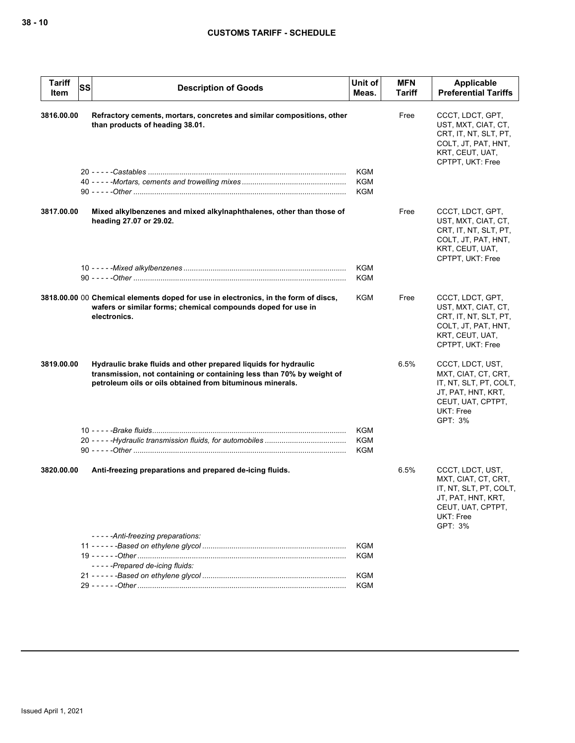| Tariff Item | SS | Description of Goods | Unit of Meas. | MFN Tariff | Applicable Preferential Tariffs |
|---|---|---|---|---|---|
| 3816.00.00 | | **Refractory cements, mortars, concretes and similar compositions, other than products of heading 38.01.** | | Free | CCCT, LDCT, GPT, UST, MXT, CIAT, CT, CRT, IT, NT, SLT, PT, COLT, JT, PAT, HNT, KRT, CEUT, UAT, CPTPT, UKT: Free |
| | | 20 - - - - -*Castables* | KGM | | |
| | | 40 - - - - -*Mortars, cements and trowelling mixes* | KGM | | |
| | | 90 - - - - -*Other* | KGM | | |
| 3817.00.00 | | **Mixed alkylbenzenes and mixed alkylnaphthalenes, other than those of heading 27.07 or 29.02.** | | Free | CCCT, LDCT, GPT, UST, MXT, CIAT, CT, CRT, IT, NT, SLT, PT, COLT, JT, PAT, HNT, KRT, CEUT, UAT, CPTPT, UKT: Free |
| | | 10 - - - - -*Mixed alkylbenzenes* | KGM | | |
| | | 90 - - - - -*Other* | KGM | | |
| 3818.00.00 | 00 | **Chemical elements doped for use in electronics, in the form of discs, wafers or similar forms; chemical compounds doped for use in electronics.** | KGM | Free | CCCT, LDCT, GPT, UST, MXT, CIAT, CT, CRT, IT, NT, SLT, PT, COLT, JT, PAT, HNT, KRT, CEUT, UAT, CPTPT, UKT: Free |
| 3819.00.00 | | **Hydraulic brake fluids and other prepared liquids for hydraulic transmission, not containing or containing less than 70% by weight of petroleum oils or oils obtained from bituminous minerals.** | | 6.5% | CCCT, LDCT, UST, MXT, CIAT, CT, CRT, IT, NT, SLT, PT, COLT, JT, PAT, HNT, KRT, CEUT, UAT, CPTPT, UKT: Free<br>GPT: 3% |
| | | 10 - - - - -*Brake fluids* | KGM | | |
| | | 20 - - - - -*Hydraulic transmission fluids, for automobiles* | KGM | | |
| | | 90 - - - - -*Other* | KGM | | |
| 3820.00.00 | | **Anti-freezing preparations and prepared de-icing fluids.** | | 6.5% | CCCT, LDCT, UST, MXT, CIAT, CT, CRT, IT, NT, SLT, PT, COLT, JT, PAT, HNT, KRT, CEUT, UAT, CPTPT, UKT: Free<br>GPT: 3% |
| | | - - - - -*Anti-freezing preparations:* | | | |
| | | 11 - - - - - -*Based on ethylene glycol* | KGM | | |
| | | 19 - - - - - -*Other* | KGM | | |
| | | - - - - -*Prepared de-icing fluids:* | | | |
| | | 21 - - - - - -*Based on ethylene glycol* | KGM | | |
| | | 29 - - - - - -*Other* | KGM | | |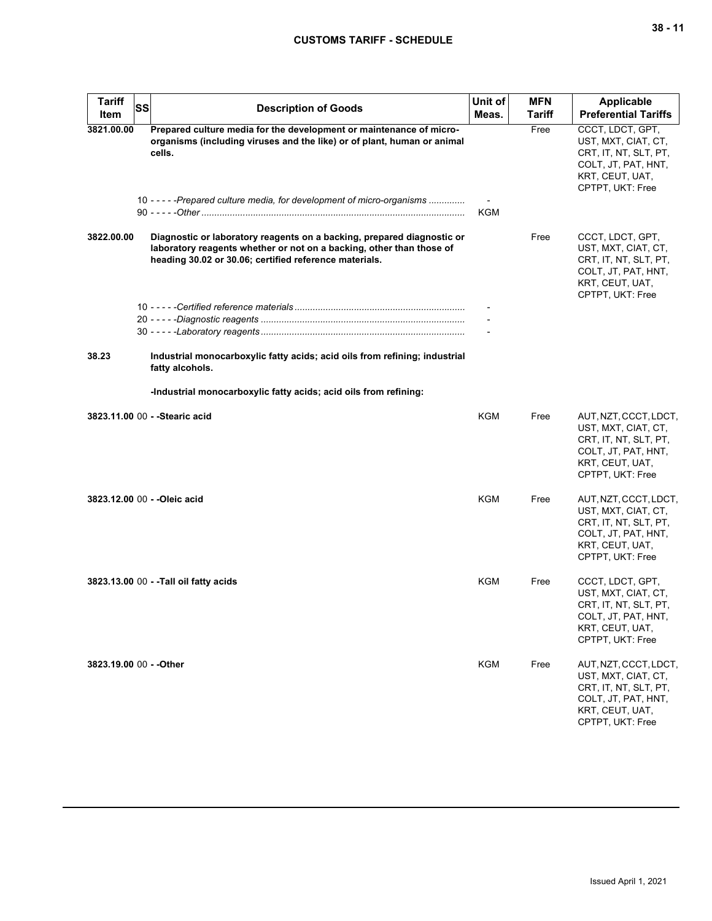| Tariff Item | SS | Description of Goods | Unit of Meas. | MFN Tariff | Applicable Preferential Tariffs |
|---|---|---|---|---|---|
| 3821.00.00 | | **Prepared culture media for the development or maintenance of micro-organisms (including viruses and the like) or of plant, human or animal cells.** | | Free | CCCT, LDCT, GPT, UST, MXT, CIAT, CT, CRT, IT, NT, SLT, PT, COLT, JT, PAT, HNT, KRT, CEUT, UAT, CPTPT, UKT: Free |
| | 10 | - - - - -*Prepared culture media, for development of micro-organisms* | - | | |
| | 90 | - - - - -*Other* | KGM | | |
| 3822.00.00 | | **Diagnostic or laboratory reagents on a backing, prepared diagnostic or laboratory reagents whether or not on a backing, other than those of heading 30.02 or 30.06; certified reference materials.** | | Free | CCCT, LDCT, GPT, UST, MXT, CIAT, CT, CRT, IT, NT, SLT, PT, COLT, JT, PAT, HNT, KRT, CEUT, UAT, CPTPT, UKT: Free |
| | 10 | - - - - -*Certified reference materials* | - | | |
| | 20 | - - - - -*Diagnostic reagents* | - | | |
| | 30 | - - - - -*Laboratory reagents* | - | | |
| 38.23 | | **Industrial monocarboxylic fatty acids; acid oils from refining; industrial fatty alcohols.** | | | |
| | | **-Industrial monocarboxylic fatty acids; acid oils from refining:** | | | |
| 3823.11.00 | 00 | **- -Stearic acid** | KGM | Free | AUT, NZT, CCCT, LDCT, UST, MXT, CIAT, CT, CRT, IT, NT, SLT, PT, COLT, JT, PAT, HNT, KRT, CEUT, UAT, CPTPT, UKT: Free |
| 3823.12.00 | 00 | **- -Oleic acid** | KGM | Free | AUT, NZT, CCCT, LDCT, UST, MXT, CIAT, CT, CRT, IT, NT, SLT, PT, COLT, JT, PAT, HNT, KRT, CEUT, UAT, CPTPT, UKT: Free |
| 3823.13.00 | 00 | **- -Tall oil fatty acids** | KGM | Free | CCCT, LDCT, GPT, UST, MXT, CIAT, CT, CRT, IT, NT, SLT, PT, COLT, JT, PAT, HNT, KRT, CEUT, UAT, CPTPT, UKT: Free |
| 3823.19.00 | 00 | **- -Other** | KGM | Free | AUT, NZT, CCCT, LDCT, UST, MXT, CIAT, CT, CRT, IT, NT, SLT, PT, COLT, JT, PAT, HNT, KRT, CEUT, UAT, CPTPT, UKT: Free |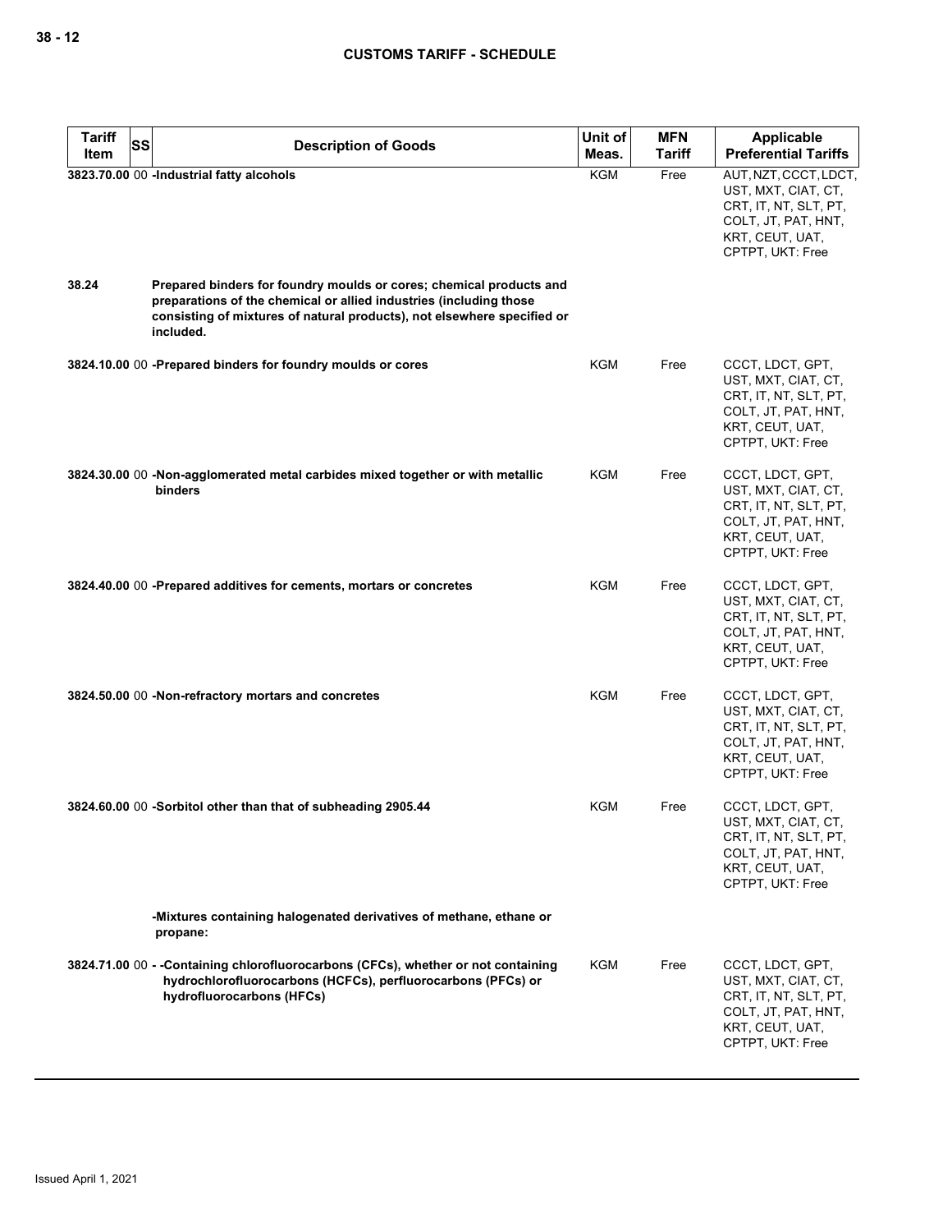| Tariff Item | SS | Description of Goods | Unit of Meas. | MFN Tariff | Applicable Preferential Tariffs |
|---|---|---|---|---|---|
| 3823.70.00 | 00 | -Industrial fatty alcohols | KGM | Free | AUT, NZT, CCCT, LDCT, UST, MXT, CIAT, CT, CRT, IT, NT, SLT, PT, COLT, JT, PAT, HNT, KRT, CEUT, UAT, CPTPT, UKT: Free |
| 38.24 | | **Prepared binders for foundry moulds or cores; chemical products and preparations of the chemical or allied industries (including those consisting of mixtures of natural products), not elsewhere specified or included.** | | | |
| 3824.10.00 | 00 | -Prepared binders for foundry moulds or cores | KGM | Free | CCCT, LDCT, GPT, UST, MXT, CIAT, CT, CRT, IT, NT, SLT, PT, COLT, JT, PAT, HNT, KRT, CEUT, UAT, CPTPT, UKT: Free |
| 3824.30.00 | 00 | -Non-agglomerated metal carbides mixed together or with metallic binders | KGM | Free | CCCT, LDCT, GPT, UST, MXT, CIAT, CT, CRT, IT, NT, SLT, PT, COLT, JT, PAT, HNT, KRT, CEUT, UAT, CPTPT, UKT: Free |
| 3824.40.00 | 00 | -Prepared additives for cements, mortars or concretes | KGM | Free | CCCT, LDCT, GPT, UST, MXT, CIAT, CT, CRT, IT, NT, SLT, PT, COLT, JT, PAT, HNT, KRT, CEUT, UAT, CPTPT, UKT: Free |
| 3824.50.00 | 00 | -Non-refractory mortars and concretes | KGM | Free | CCCT, LDCT, GPT, UST, MXT, CIAT, CT, CRT, IT, NT, SLT, PT, COLT, JT, PAT, HNT, KRT, CEUT, UAT, CPTPT, UKT: Free |
| 3824.60.00 | 00 | -Sorbitol other than that of subheading 2905.44 | KGM | Free | CCCT, LDCT, GPT, UST, MXT, CIAT, CT, CRT, IT, NT, SLT, PT, COLT, JT, PAT, HNT, KRT, CEUT, UAT, CPTPT, UKT: Free |
| | | -Mixtures containing halogenated derivatives of methane, ethane or propane: | | | |
| 3824.71.00 | 00 | - -Containing chlorofluorocarbons (CFCs), whether or not containing hydrochlorofluorocarbons (HCFCs), perfluorocarbons (PFCs) or hydrofluorocarbons (HFCs) | KGM | Free | CCCT, LDCT, GPT, UST, MXT, CIAT, CT, CRT, IT, NT, SLT, PT, COLT, JT, PAT, HNT, KRT, CEUT, UAT, CPTPT, UKT: Free |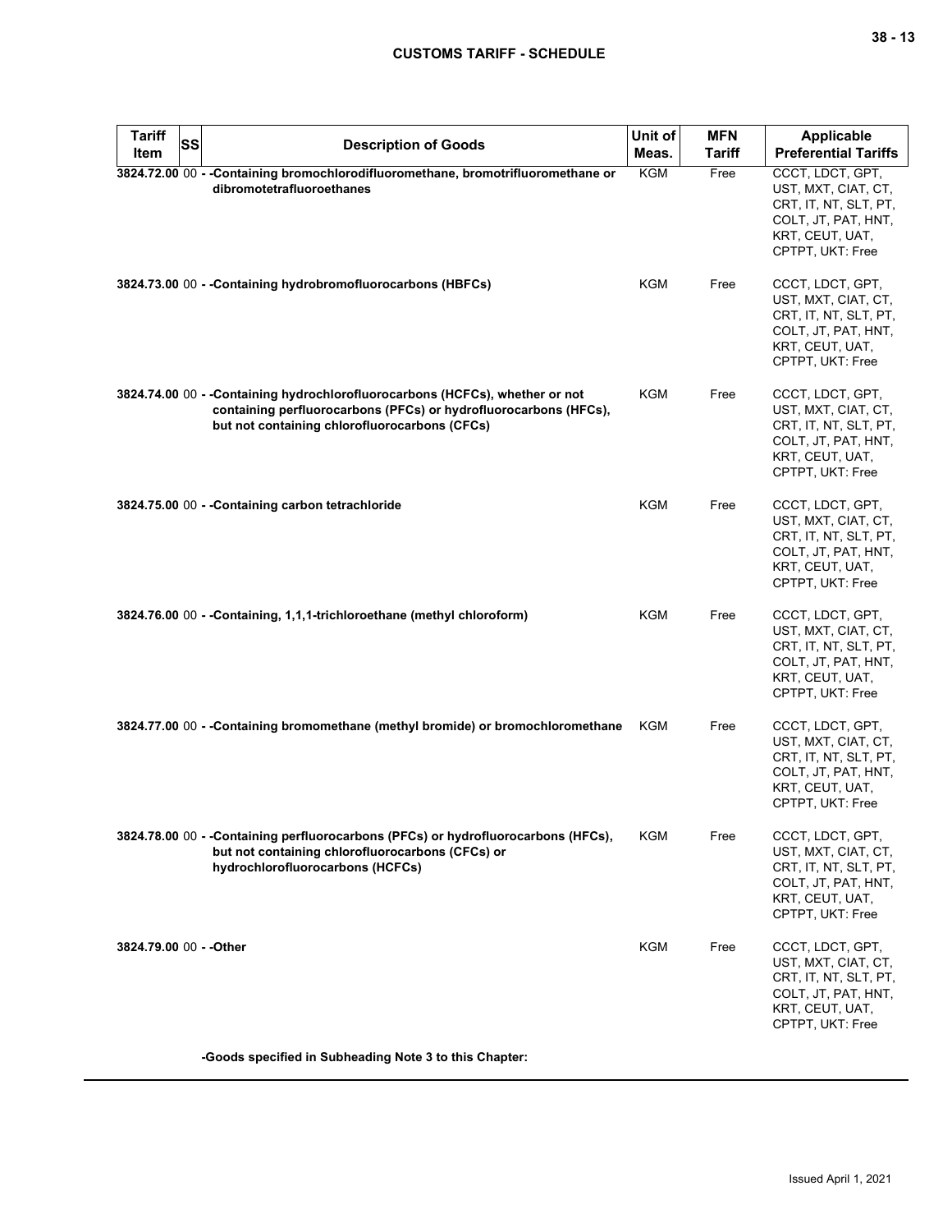| Tariff Item | SS | Description of Goods | Unit of Meas. | MFN Tariff | Applicable Preferential Tariffs |
|---|---|---|---|---|---|
| 3824.72.00 | 00 | - -Containing bromochlorodifluoromethane, bromotrifluoromethane or dibromotetrafluoroethanes | KGM | Free | CCCT, LDCT, GPT, UST, MXT, CIAT, CT, CRT, IT, NT, SLT, PT, COLT, JT, PAT, HNT, KRT, CEUT, UAT, CPTPT, UKT: Free |
| 3824.73.00 | 00 | - -Containing hydrobromofluorocarbons (HBFCs) | KGM | Free | CCCT, LDCT, GPT, UST, MXT, CIAT, CT, CRT, IT, NT, SLT, PT, COLT, JT, PAT, HNT, KRT, CEUT, UAT, CPTPT, UKT: Free |
| 3824.74.00 | 00 | - -Containing hydrochlorofluorocarbons (HCFCs), whether or not containing perfluorocarbons (PFCs) or hydrofluorocarbons (HFCs), but not containing chlorofluorocarbons (CFCs) | KGM | Free | CCCT, LDCT, GPT, UST, MXT, CIAT, CT, CRT, IT, NT, SLT, PT, COLT, JT, PAT, HNT, KRT, CEUT, UAT, CPTPT, UKT: Free |
| 3824.75.00 | 00 | - -Containing carbon tetrachloride | KGM | Free | CCCT, LDCT, GPT, UST, MXT, CIAT, CT, CRT, IT, NT, SLT, PT, COLT, JT, PAT, HNT, KRT, CEUT, UAT, CPTPT, UKT: Free |
| 3824.76.00 | 00 | - -Containing, 1,1,1-trichloroethane (methyl chloroform) | KGM | Free | CCCT, LDCT, GPT, UST, MXT, CIAT, CT, CRT, IT, NT, SLT, PT, COLT, JT, PAT, HNT, KRT, CEUT, UAT, CPTPT, UKT: Free |
| 3824.77.00 | 00 | - -Containing bromomethane (methyl bromide) or bromochloromethane | KGM | Free | CCCT, LDCT, GPT, UST, MXT, CIAT, CT, CRT, IT, NT, SLT, PT, COLT, JT, PAT, HNT, KRT, CEUT, UAT, CPTPT, UKT: Free |
| 3824.78.00 | 00 | - -Containing perfluorocarbons (PFCs) or hydrofluorocarbons (HFCs), but not containing chlorofluorocarbons (CFCs) or hydrochlorofluorocarbons (HCFCs) | KGM | Free | CCCT, LDCT, GPT, UST, MXT, CIAT, CT, CRT, IT, NT, SLT, PT, COLT, JT, PAT, HNT, KRT, CEUT, UAT, CPTPT, UKT: Free |
| 3824.79.00 | 00 | - -Other | KGM | Free | CCCT, LDCT, GPT, UST, MXT, CIAT, CT, CRT, IT, NT, SLT, PT, COLT, JT, PAT, HNT, KRT, CEUT, UAT, CPTPT, UKT: Free |
| | | -Goods specified in Subheading Note 3 to this Chapter: | | | |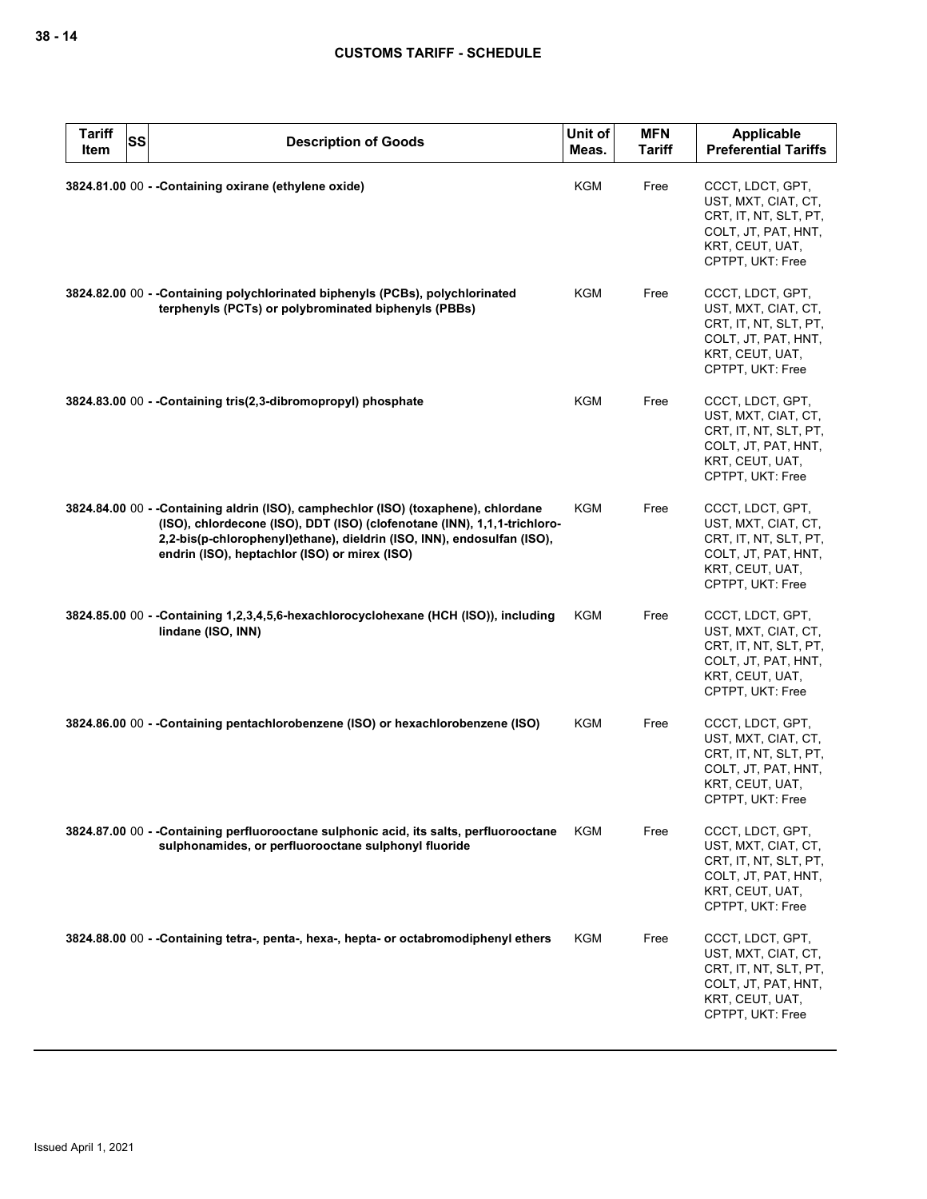| Tariff Item | SS | Description of Goods | Unit of Meas. | MFN Tariff | Applicable Preferential Tariffs |
|---|---|---|---|---|---|
| 3824.81.00 | 00 | - -Containing oxirane (ethylene oxide) | KGM | Free | CCCT, LDCT, GPT, UST, MXT, CIAT, CT, CRT, IT, NT, SLT, PT, COLT, JT, PAT, HNT, KRT, CEUT, UAT, CPTPT, UKT: Free |
| 3824.82.00 | 00 | - -Containing polychlorinated biphenyls (PCBs), polychlorinated terphenyls (PCTs) or polybrominated biphenyls (PBBs) | KGM | Free | CCCT, LDCT, GPT, UST, MXT, CIAT, CT, CRT, IT, NT, SLT, PT, COLT, JT, PAT, HNT, KRT, CEUT, UAT, CPTPT, UKT: Free |
| 3824.83.00 | 00 | - -Containing tris(2,3-dibromopropyl) phosphate | KGM | Free | CCCT, LDCT, GPT, UST, MXT, CIAT, CT, CRT, IT, NT, SLT, PT, COLT, JT, PAT, HNT, KRT, CEUT, UAT, CPTPT, UKT: Free |
| 3824.84.00 | 00 | - -Containing aldrin (ISO), camphechlor (ISO) (toxaphene), chlordane (ISO), chlordecone (ISO), DDT (ISO) (clofenotane (INN), 1,1,1-trichloro-2,2-bis(p-chlorophenyl)ethane), dieldrin (ISO, INN), endosulfan (ISO), endrin (ISO), heptachlor (ISO) or mirex (ISO) | KGM | Free | CCCT, LDCT, GPT, UST, MXT, CIAT, CT, CRT, IT, NT, SLT, PT, COLT, JT, PAT, HNT, KRT, CEUT, UAT, CPTPT, UKT: Free |
| 3824.85.00 | 00 | - -Containing 1,2,3,4,5,6-hexachlorocyclohexane (HCH (ISO)), including lindane (ISO, INN) | KGM | Free | CCCT, LDCT, GPT, UST, MXT, CIAT, CT, CRT, IT, NT, SLT, PT, COLT, JT, PAT, HNT, KRT, CEUT, UAT, CPTPT, UKT: Free |
| 3824.86.00 | 00 | - -Containing pentachlorobenzene (ISO) or hexachlorobenzene (ISO) | KGM | Free | CCCT, LDCT, GPT, UST, MXT, CIAT, CT, CRT, IT, NT, SLT, PT, COLT, JT, PAT, HNT, KRT, CEUT, UAT, CPTPT, UKT: Free |
| 3824.87.00 | 00 | - -Containing perfluorooctane sulphonic acid, its salts, perfluorooctane sulphonamides, or perfluorooctane sulphonyl fluoride | KGM | Free | CCCT, LDCT, GPT, UST, MXT, CIAT, CT, CRT, IT, NT, SLT, PT, COLT, JT, PAT, HNT, KRT, CEUT, UAT, CPTPT, UKT: Free |
| 3824.88.00 | 00 | - -Containing tetra-, penta-, hexa-, hepta- or octabromodiphenyl ethers | KGM | Free | CCCT, LDCT, GPT, UST, MXT, CIAT, CT, CRT, IT, NT, SLT, PT, COLT, JT, PAT, HNT, KRT, CEUT, UAT, CPTPT, UKT: Free |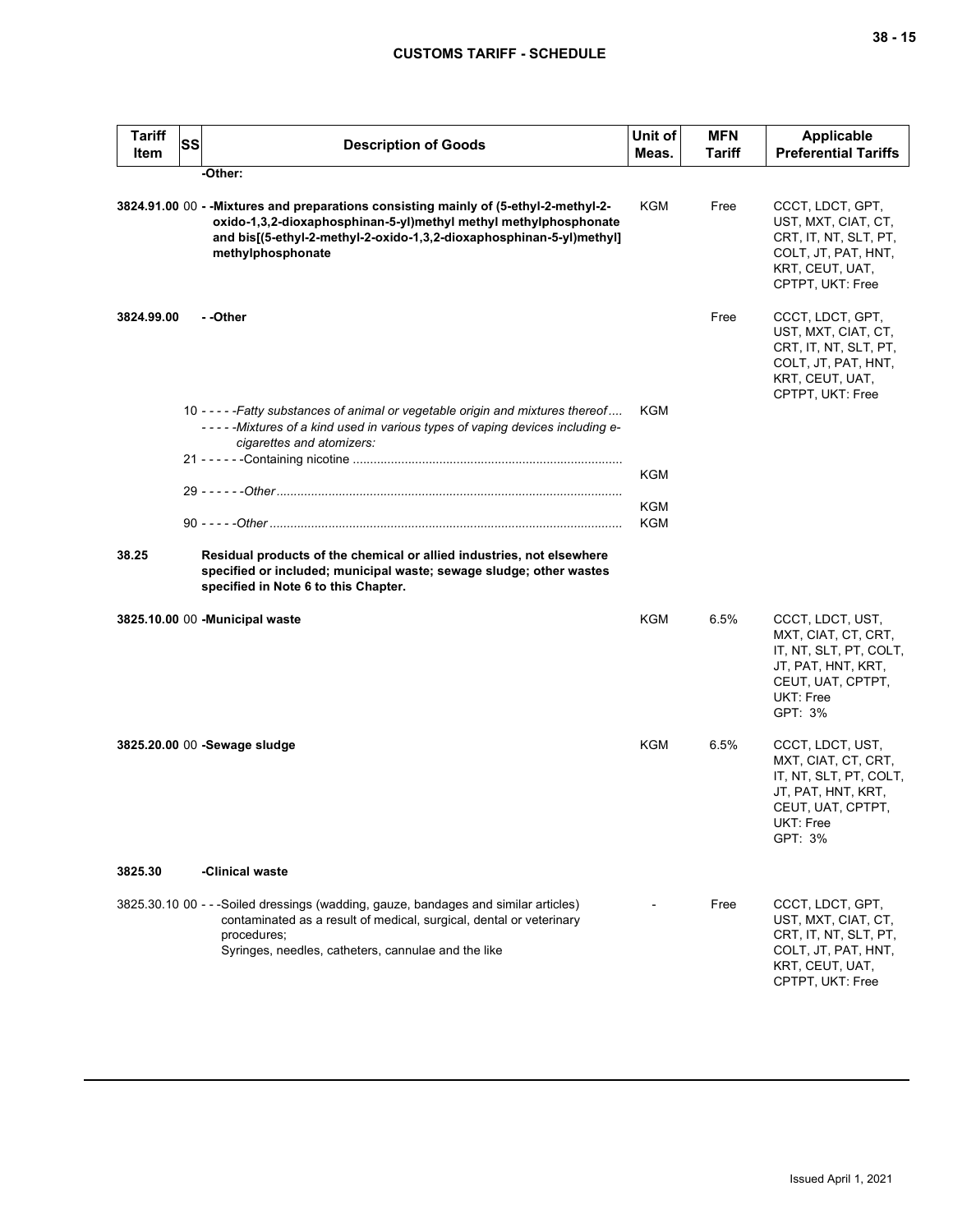| Tariff Item | SS | Description of Goods | Unit of Meas. | MFN Tariff | Applicable Preferential Tariffs |
|---|---|---|---|---|---|
| | | **-Other:** | | | |
| **3824.91.00** | 00 | **- -Mixtures and preparations consisting mainly of (5-ethyl-2-methyl-2-oxido-1,3,2-dioxaphosphinan-5-yl)methyl methyl methylphosphonate and bis[(5-ethyl-2-methyl-2-oxido-1,3,2-dioxaphosphinan-5-yl)methyl] methylphosphonate** | KGM | Free | CCCT, LDCT, GPT, UST, MXT, CIAT, CT, CRT, IT, NT, SLT, PT, COLT, JT, PAT, HNT, KRT, CEUT, UAT, CPTPT, UKT: Free |
| **3824.99.00** | | **- -Other** | | Free | CCCT, LDCT, GPT, UST, MXT, CIAT, CT, CRT, IT, NT, SLT, PT, COLT, JT, PAT, HNT, KRT, CEUT, UAT, CPTPT, UKT: Free |
| | 10 | - - - - -*Fatty substances of animal or vegetable origin and mixtures thereof* | KGM | | |
| | | - - - - -*Mixtures of a kind used in various types of vaping devices including e-cigarettes and atomizers:* | | | |
| | 21 | - - - - - -Containing nicotine | KGM | | |
| | 29 | - - - - - -*Other* | KGM | | |
| | 90 | - - - - -*Other* | KGM | | |
| **38.25** | | **Residual products of the chemical or allied industries, not elsewhere specified or included; municipal waste; sewage sludge; other wastes specified in Note 6 to this Chapter.** | | | |
| **3825.10.00** | 00 | **-Municipal waste** | KGM | 6.5% | CCCT, LDCT, UST, MXT, CIAT, CT, CRT, IT, NT, SLT, PT, COLT, JT, PAT, HNT, KRT, CEUT, UAT, CPTPT, UKT: Free<br>GPT: 3% |
| **3825.20.00** | 00 | **-Sewage sludge** | KGM | 6.5% | CCCT, LDCT, UST, MXT, CIAT, CT, CRT, IT, NT, SLT, PT, COLT, JT, PAT, HNT, KRT, CEUT, UAT, CPTPT, UKT: Free<br>GPT: 3% |
| **3825.30** | | **-Clinical waste** | | | |
| 3825.30.10 | 00 | - - -Soiled dressings (wadding, gauze, bandages and similar articles) contaminated as a result of medical, surgical, dental or veterinary procedures;<br>Syringes, needles, catheters, cannulae and the like | - | Free | CCCT, LDCT, GPT, UST, MXT, CIAT, CT, CRT, IT, NT, SLT, PT, COLT, JT, PAT, HNT, KRT, CEUT, UAT, CPTPT, UKT: Free |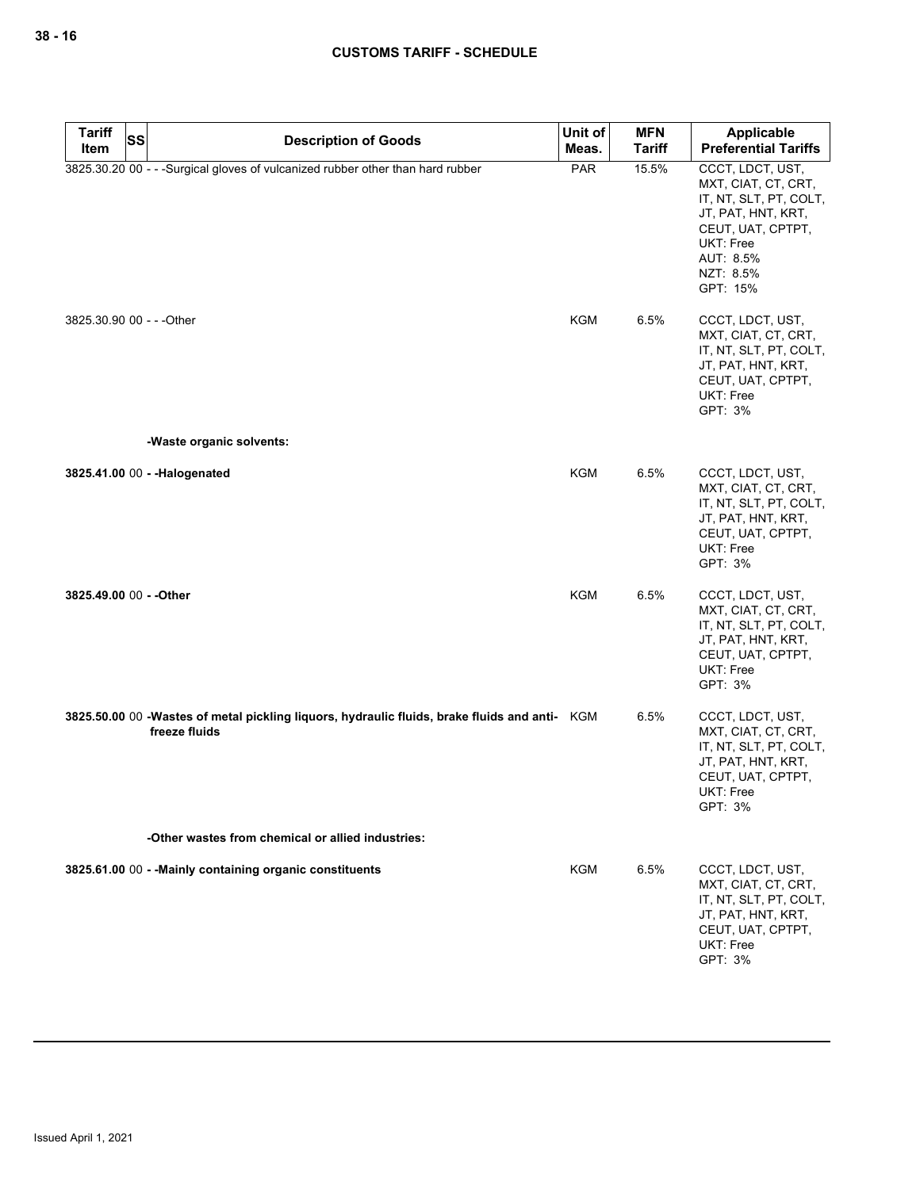| Tariff Item | SS | Description of Goods | Unit of Meas. | MFN Tariff | Applicable Preferential Tariffs |
|---|---|---|---|---|---|
| 3825.30.20 | 00 | - - -Surgical gloves of vulcanized rubber other than hard rubber | PAR | 15.5% | CCCT, LDCT, UST, MXT, CIAT, CT, CRT, IT, NT, SLT, PT, COLT, JT, PAT, HNT, KRT, CEUT, UAT, CPTPT, UKT: Free<br>AUT: 8.5%<br>NZT: 8.5%<br>GPT: 15% |
| 3825.30.90 | 00 | - - -Other | KGM | 6.5% | CCCT, LDCT, UST, MXT, CIAT, CT, CRT, IT, NT, SLT, PT, COLT, JT, PAT, HNT, KRT, CEUT, UAT, CPTPT, UKT: Free<br>GPT: 3% |
| | | **-Waste organic solvents:** | | | |
| **3825.41.00** | 00 | **- -Halogenated** | KGM | 6.5% | CCCT, LDCT, UST, MXT, CIAT, CT, CRT, IT, NT, SLT, PT, COLT, JT, PAT, HNT, KRT, CEUT, UAT, CPTPT, UKT: Free<br>GPT: 3% |
| **3825.49.00** | 00 | **- -Other** | KGM | 6.5% | CCCT, LDCT, UST, MXT, CIAT, CT, CRT, IT, NT, SLT, PT, COLT, JT, PAT, HNT, KRT, CEUT, UAT, CPTPT, UKT: Free<br>GPT: 3% |
| **3825.50.00** | 00 | **-Wastes of metal pickling liquors, hydraulic fluids, brake fluids and anti-freeze fluids** | KGM | 6.5% | CCCT, LDCT, UST, MXT, CIAT, CT, CRT, IT, NT, SLT, PT, COLT, JT, PAT, HNT, KRT, CEUT, UAT, CPTPT, UKT: Free<br>GPT: 3% |
| | | **-Other wastes from chemical or allied industries:** | | | |
| **3825.61.00** | 00 | **- -Mainly containing organic constituents** | KGM | 6.5% | CCCT, LDCT, UST, MXT, CIAT, CT, CRT, IT, NT, SLT, PT, COLT, JT, PAT, HNT, KRT, CEUT, UAT, CPTPT, UKT: Free<br>GPT: 3% |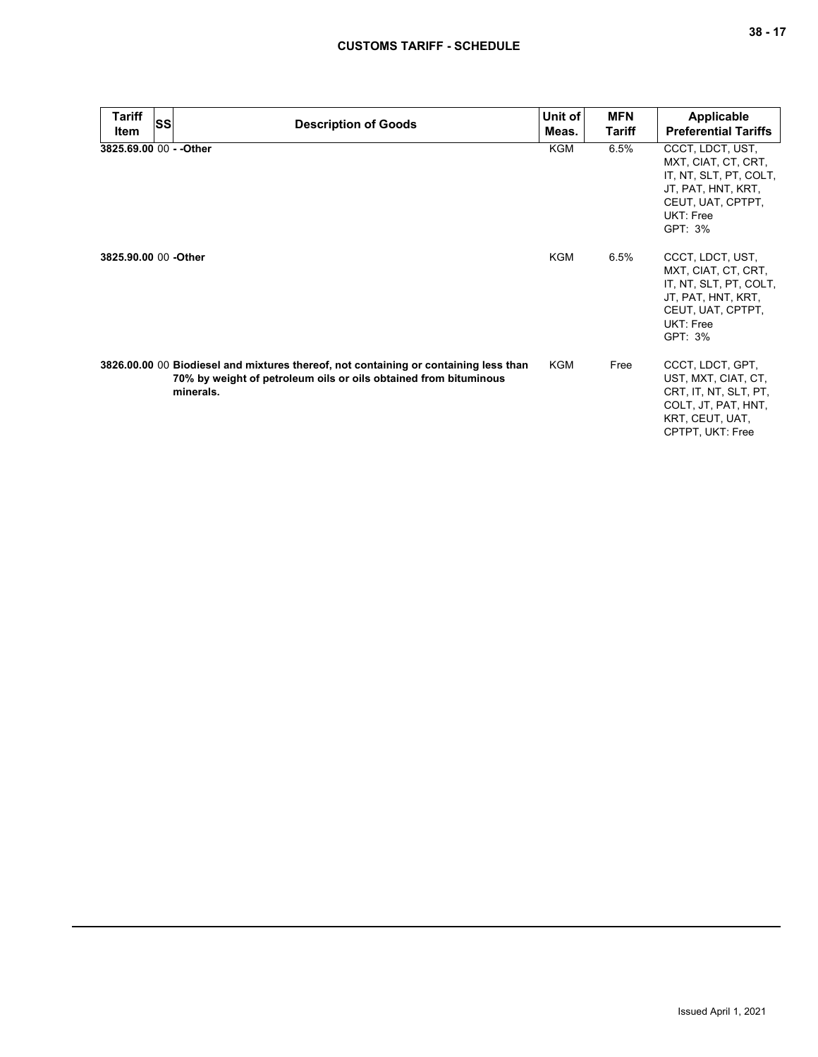| Tariff Item | SS | Description of Goods | Unit of Meas. | MFN Tariff | Applicable Preferential Tariffs |
|---|---|---|---|---|---|
| 3825.69.00 | 00 | - -Other | KGM | 6.5% | CCCT, LDCT, UST, MXT, CIAT, CT, CRT, IT, NT, SLT, PT, COLT, JT, PAT, HNT, KRT, CEUT, UAT, CPTPT, UKT: Free<br>GPT: 3% |
| 3825.90.00 | 00 | -Other | KGM | 6.5% | CCCT, LDCT, UST, MXT, CIAT, CT, CRT, IT, NT, SLT, PT, COLT, JT, PAT, HNT, KRT, CEUT, UAT, CPTPT, UKT: Free<br>GPT: 3% |
| 3826.00.00 | 00 | **Biodiesel and mixtures thereof, not containing or containing less than 70% by weight of petroleum oils or oils obtained from bituminous minerals.** | KGM | Free | CCCT, LDCT, GPT, UST, MXT, CIAT, CT, CRT, IT, NT, SLT, PT, COLT, JT, PAT, HNT, KRT, CEUT, UAT, CPTPT, UKT: Free |